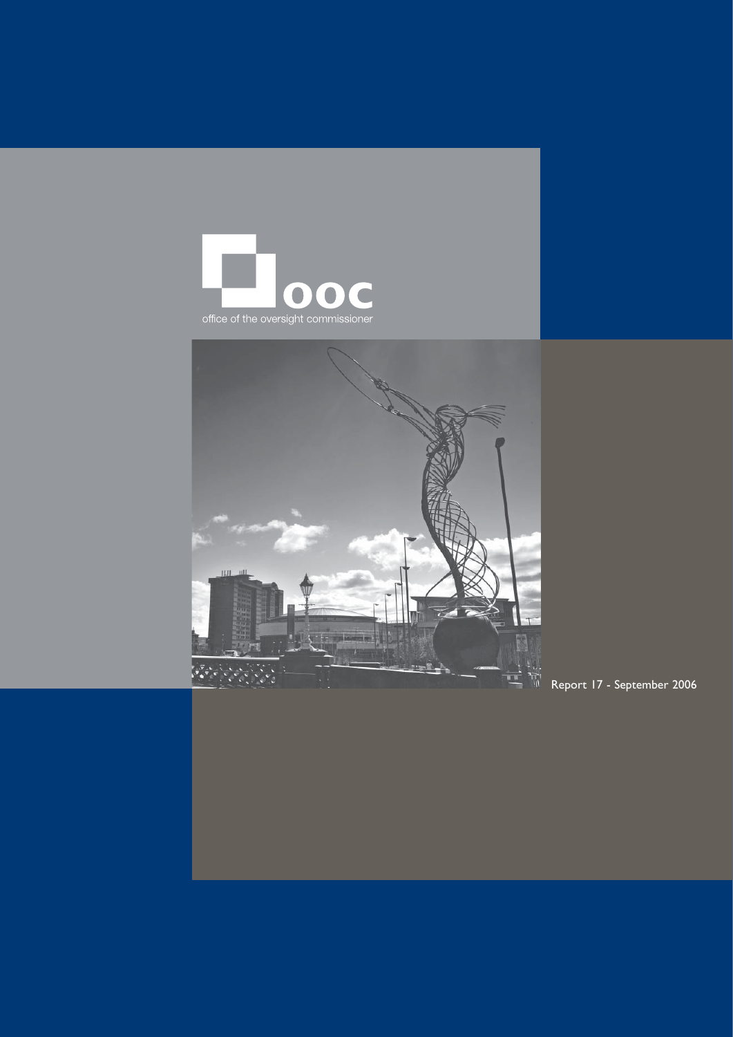**ooc**

office of the oversight commissioner

Report 17 - September 2006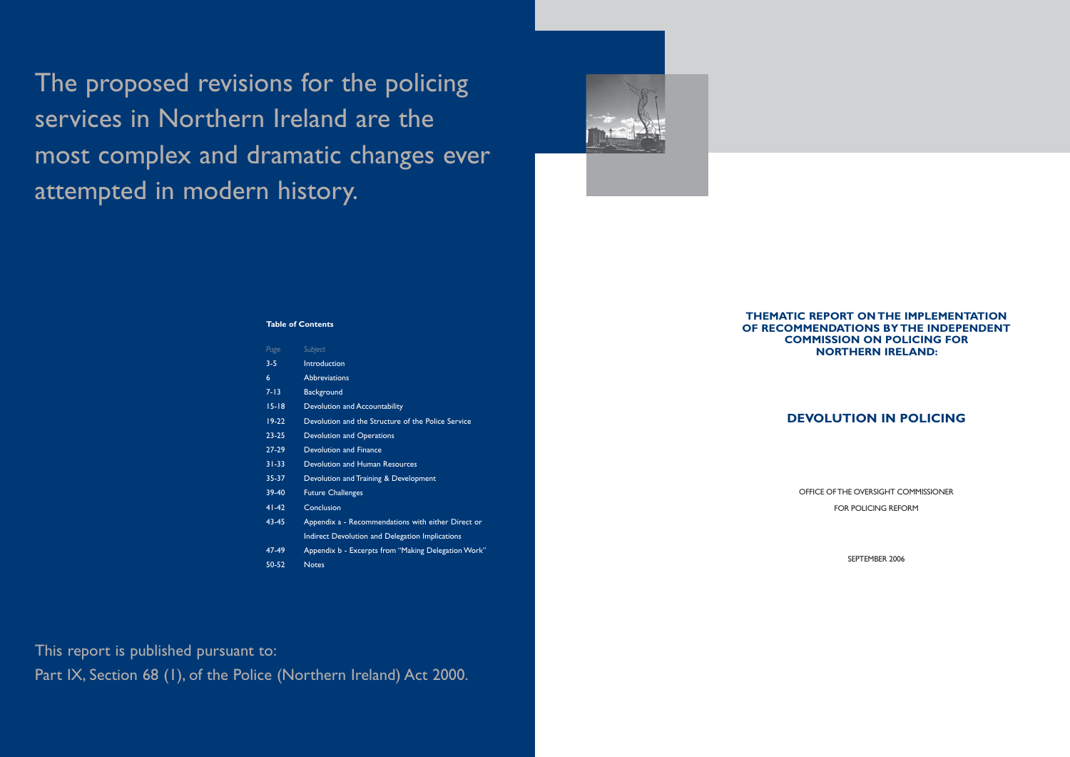The proposed revisions for the policing services in Northern Ireland are the most complex and dramatic changes ever attempted in modern history.

**Table of Contents**

| *Page* | *Subject* |
|---|---|
| 3-5 | Introduction |
| 6 | Abbreviations |
| 7-13 | Background |
| 15-18 | Devolution and Accountability |
| 19-22 | Devolution and the Structure of the Police Service |
| 23-25 | Devolution and Operations |
| 27-29 | Devolution and Finance |
| 31-33 | Devolution and Human Resources |
| 35-37 | Devolution and Training & Development |
| 39-40 | Future Challenges |
| 41-42 | Conclusion |
| 43-45 | Appendix a - Recommendations with either Direct or Indirect Devolution and Delegation Implications |
| 47-49 | Appendix b - Excerpts from "Making Delegation Work" |
| 50-52 | Notes |

This report is published pursuant to:
Part IX, Section 68 (1), of the Police (Northern Ireland) Act 2000.

**THEMATIC REPORT ON THE IMPLEMENTATION OF RECOMMENDATIONS BY THE INDEPENDENT COMMISSION ON POLICING FOR NORTHERN IRELAND:**

## DEVOLUTION IN POLICING

OFFICE OF THE OVERSIGHT COMMISSIONER
FOR POLICING REFORM

SEPTEMBER 2006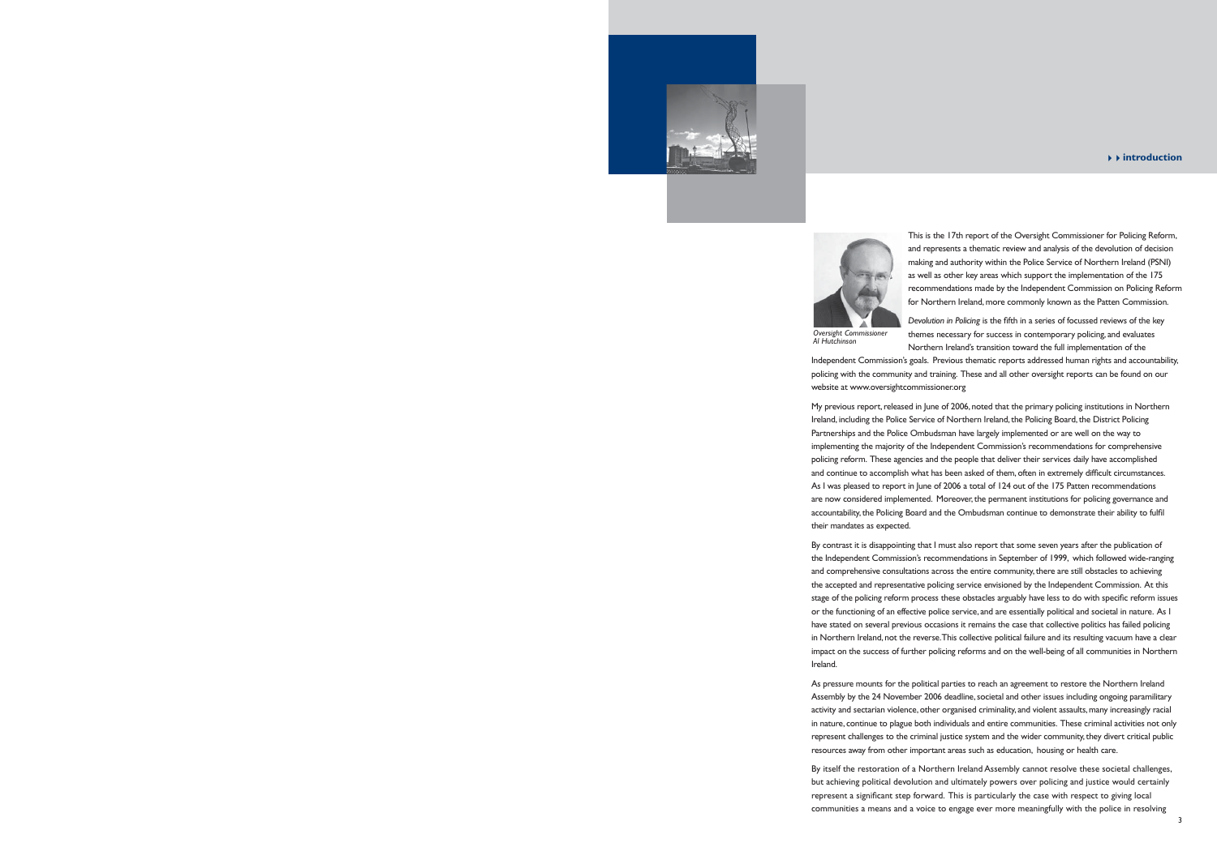## introduction

*Oversight Commissioner Al Hutchinson*

This is the 17th report of the Oversight Commissioner for Policing Reform, and represents a thematic review and analysis of the devolution of decision making and authority within the Police Service of Northern Ireland (PSNI) as well as other key areas which support the implementation of the 175 recommendations made by the Independent Commission on Policing Reform for Northern Ireland, more commonly known as the Patten Commission.

*Devolution in Policing* is the fifth in a series of focussed reviews of the key themes necessary for success in contemporary policing, and evaluates Northern Ireland's transition toward the full implementation of the Independent Commission's goals. Previous thematic reports addressed human rights and accountability, policing with the community and training. These and all other oversight reports can be found on our website at www.oversightcommissioner.org

My previous report, released in June of 2006, noted that the primary policing institutions in Northern Ireland, including the Police Service of Northern Ireland, the Policing Board, the District Policing Partnerships and the Police Ombudsman have largely implemented or are well on the way to implementing the majority of the Independent Commission's recommendations for comprehensive policing reform. These agencies and the people that deliver their services daily have accomplished and continue to accomplish what has been asked of them, often in extremely difficult circumstances. As I was pleased to report in June of 2006 a total of 124 out of the 175 Patten recommendations are now considered implemented. Moreover, the permanent institutions for policing governance and accountability, the Policing Board and the Ombudsman continue to demonstrate their ability to fulfil their mandates as expected.

By contrast it is disappointing that I must also report that some seven years after the publication of the Independent Commission's recommendations in September of 1999, which followed wide-ranging and comprehensive consultations across the entire community, there are still obstacles to achieving the accepted and representative policing service envisioned by the Independent Commission. At this stage of the policing reform process these obstacles arguably have less to do with specific reform issues or the functioning of an effective police service, and are essentially political and societal in nature. As I have stated on several previous occasions it remains the case that collective politics has failed policing in Northern Ireland, not the reverse. This collective political failure and its resulting vacuum have a clear impact on the success of further policing reforms and on the well-being of all communities in Northern Ireland.

As pressure mounts for the political parties to reach an agreement to restore the Northern Ireland Assembly by the 24 November 2006 deadline, societal and other issues including ongoing paramilitary activity and sectarian violence, other organised criminality, and violent assaults, many increasingly racial in nature, continue to plague both individuals and entire communities. These criminal activities not only represent challenges to the criminal justice system and the wider community, they divert critical public resources away from other important areas such as education, housing or health care.

By itself the restoration of a Northern Ireland Assembly cannot resolve these societal challenges, but achieving political devolution and ultimately powers over policing and justice would certainly represent a significant step forward. This is particularly the case with respect to giving local communities a means and a voice to engage ever more meaningfully with the police in resolving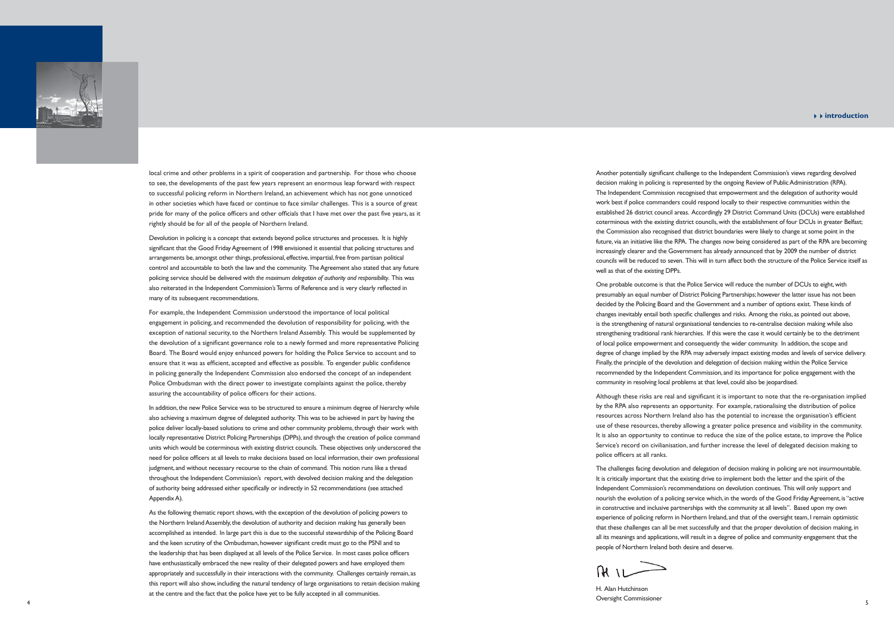local crime and other problems in a spirit of cooperation and partnership. For those who choose to see, the developments of the past few years represent an enormous leap forward with respect to successful policing reform in Northern Ireland, an achievement which has not gone unnoticed in other societies which have faced or continue to face similar challenges. This is a source of great pride for many of the police officers and other officials that I have met over the past five years, as it rightly should be for all of the people of Northern Ireland.

Devolution in policing is a concept that extends beyond police structures and processes. It is highly significant that the Good Friday Agreement of 1998 envisioned it essential that policing structures and arrangements be, amongst other things, professional, effective, impartial, free from partisan political control and accountable to both the law and the community. The Agreement also stated that any future policing service should be delivered with *the maximum delegation of authority and responsibility*. This was also reiterated in the Independent Commission's Terms of Reference and is very clearly reflected in many of its subsequent recommendations.

For example, the Independent Commission understood the importance of local political engagement in policing, and recommended the devolution of responsibility for policing, with the exception of national security, to the Northern Ireland Assembly. This would be supplemented by the devolution of a significant governance role to a newly formed and more representative Policing Board. The Board would enjoy enhanced powers for holding the Police Service to account and to ensure that it was as efficient, accepted and effective as possible. To engender public confidence in policing generally the Independent Commission also endorsed the concept of an independent Police Ombudsman with the direct power to investigate complaints against the police, thereby assuring the accountability of police officers for their actions.

In addition, the new Police Service was to be structured to ensure a minimum degree of hierarchy while also achieving a maximum degree of delegated authority. This was to be achieved in part by having the police deliver locally-based solutions to crime and other community problems, through their work with locally representative District Policing Partnerships (DPPs), and through the creation of police command units which would be coterminous with existing district councils. These objectives only underscored the need for police officers at all levels to make decisions based on local information, their own professional judgment, and without necessary recourse to the chain of command. This notion runs like a thread throughout the Independent Commission's report, with devolved decision making and the delegation of authority being addressed either specifically or indirectly in 52 recommendations (see attached Appendix A).

As the following thematic report shows, with the exception of the devolution of policing powers to the Northern Ireland Assembly, the devolution of authority and decision making has generally been accomplished as intended. In large part this is due to the successful stewardship of the Policing Board and the keen scrutiny of the Ombudsman, however significant credit must go to the PSNI and to the leadership that has been displayed at all levels of the Police Service. In most cases police officers have enthusiastically embraced the new reality of their delegated powers and have employed them appropriately and successfully in their interactions with the community. Challenges certainly remain, as this report will also show, including the natural tendency of large organisations to retain decision making at the centre and the fact that the police have yet to be fully accepted in all communities.

Another potentially significant challenge to the Independent Commission's views regarding devolved decision making in policing is represented by the ongoing Review of Public Administration (RPA). The Independent Commission recognised that empowerment and the delegation of authority would work best if police commanders could respond locally to their respective communities within the established 26 district council areas. Accordingly 29 District Command Units (DCUs) were established coterminous with the existing district councils, with the establishment of four DCUs in greater Belfast; the Commission also recognised that district boundaries were likely to change at some point in the future, via an initiative like the RPA. The changes now being considered as part of the RPA are becoming increasingly clearer and the Government has already announced that by 2009 the number of district councils will be reduced to seven. This will in turn affect both the structure of the Police Service itself as well as that of the existing DPPs.

One probable outcome is that the Police Service will reduce the number of DCUs to eight, with presumably an equal number of District Policing Partnerships; however the latter issue has not been decided by the Policing Board and the Government and a number of options exist. These kinds of changes inevitably entail both specific challenges and risks. Among the risks, as pointed out above, is the strengthening of natural organisational tendencies to re-centralise decision making while also strengthening traditional rank hierarchies. If this were the case it would certainly be to the detriment of local police empowerment and consequently the wider community. In addition, the scope and degree of change implied by the RPA may adversely impact existing modes and levels of service delivery. Finally, the principle of the devolution and delegation of decision making within the Police Service recommended by the Independent Commission, and its importance for police engagement with the community in resolving local problems at that level, could also be jeopardised.

Although these risks are real and significant it is important to note that the re-organisation implied by the RPA also represents an opportunity. For example, rationalising the distribution of police resources across Northern Ireland also has the potential to increase the organisation's efficient use of these resources, thereby allowing a greater police presence and visibility in the community. It is also an opportunity to continue to reduce the size of the police estate, to improve the Police Service's record on civilianisation, and further increase the level of delegated decision making to police officers at all ranks.

The challenges facing devolution and delegation of decision making in policing are not insurmountable. It is critically important that the existing drive to implement both the letter and the spirit of the Independent Commission's recommendations on devolution continues. This will only support and nourish the evolution of a policing service which, in the words of the Good Friday Agreement, is "active in constructive and inclusive partnerships with the community at all levels". Based upon my own experience of policing reform in Northern Ireland, and that of the oversight team, I remain optimistic that these challenges can all be met successfully and that the proper devolution of decision making, in all its meanings and applications, will result in a degree of police and community engagement that the people of Northern Ireland both desire and deserve.

H. Alan Hutchinson
Oversight Commissioner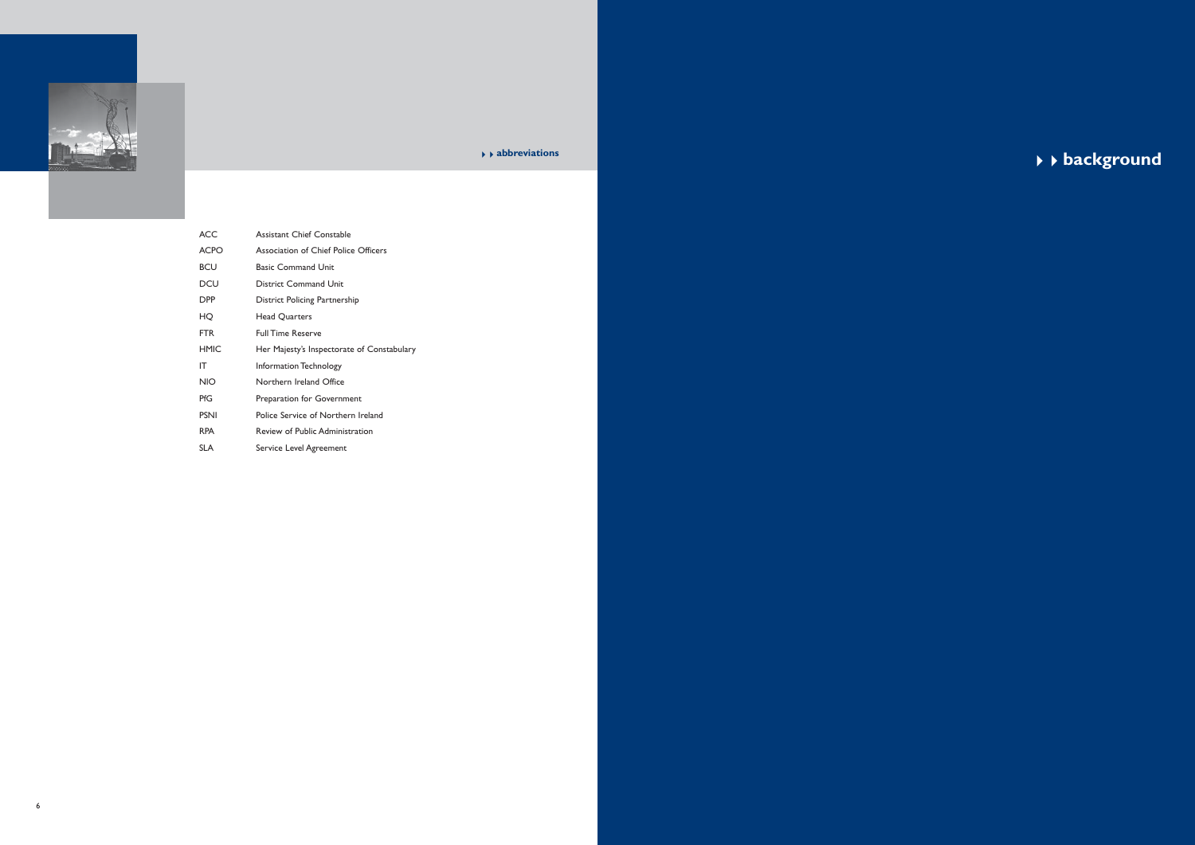## abbreviations

| | |
|---|---|
| ACC | Assistant Chief Constable |
| ACPO | Association of Chief Police Officers |
| BCU | Basic Command Unit |
| DCU | District Command Unit |
| DPP | District Policing Partnership |
| HQ | Head Quarters |
| FTR | Full Time Reserve |
| HMIC | Her Majesty's Inspectorate of Constabulary |
| IT | Information Technology |
| NIO | Northern Ireland Office |
| PfG | Preparation for Government |
| PSNI | Police Service of Northern Ireland |
| RPA | Review of Public Administration |
| SLA | Service Level Agreement |

# background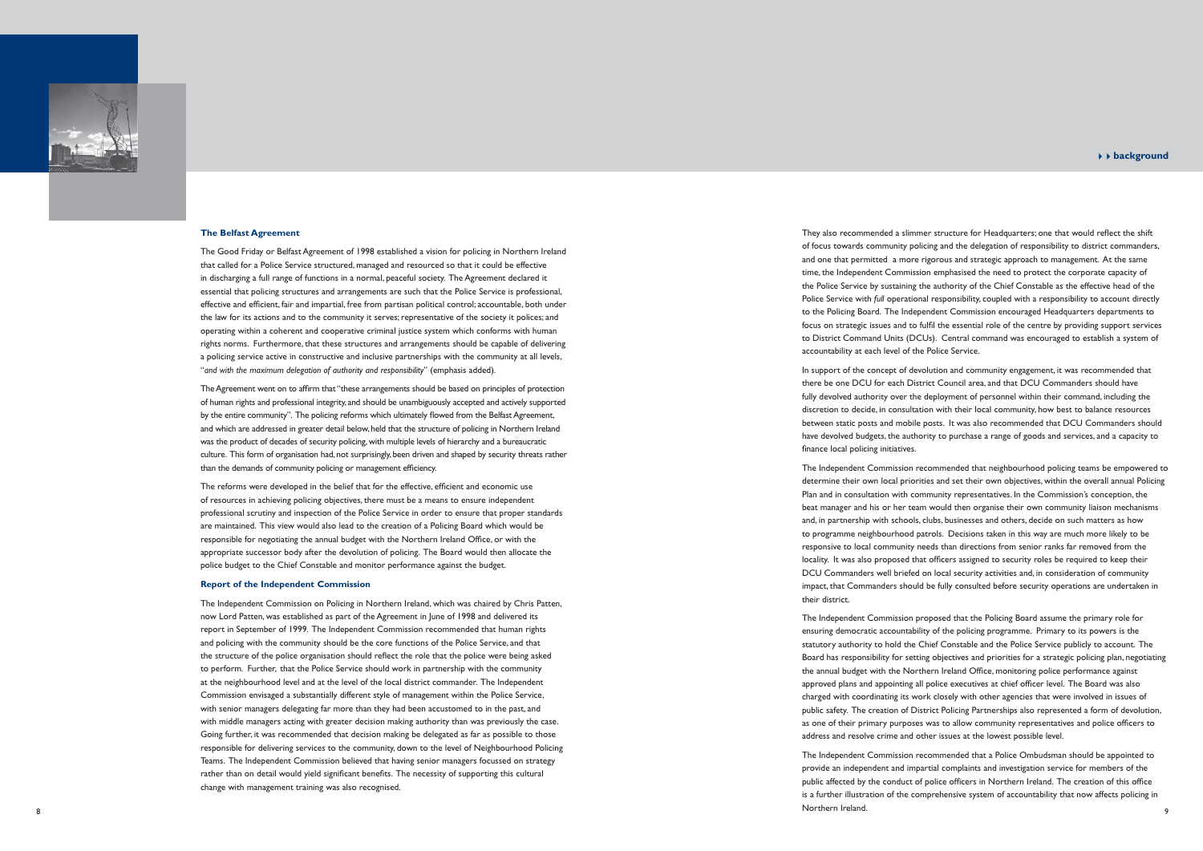## The Belfast Agreement

The Good Friday or Belfast Agreement of 1998 established a vision for policing in Northern Ireland that called for a Police Service structured, managed and resourced so that it could be effective in discharging a full range of functions in a normal, peaceful society. The Agreement declared it essential that policing structures and arrangements are such that the Police Service is professional, effective and efficient, fair and impartial, free from partisan political control; accountable, both under the law for its actions and to the community it serves; representative of the society it polices; and operating within a coherent and cooperative criminal justice system which conforms with human rights norms. Furthermore, that these structures and arrangements should be capable of delivering a policing service active in constructive and inclusive partnerships with the community at all levels, "*and with the maximum delegation of authority and responsibility*" (emphasis added).

The Agreement went on to affirm that "these arrangements should be based on principles of protection of human rights and professional integrity, and should be unambiguously accepted and actively supported by the entire community". The policing reforms which ultimately flowed from the Belfast Agreement, and which are addressed in greater detail below, held that the structure of policing in Northern Ireland was the product of decades of security policing, with multiple levels of hierarchy and a bureaucratic culture. This form of organisation had, not surprisingly, been driven and shaped by security threats rather than the demands of community policing or management efficiency.

The reforms were developed in the belief that for the effective, efficient and economic use of resources in achieving policing objectives, there must be a means to ensure independent professional scrutiny and inspection of the Police Service in order to ensure that proper standards are maintained. This view would also lead to the creation of a Policing Board which would be responsible for negotiating the annual budget with the Northern Ireland Office, or with the appropriate successor body after the devolution of policing. The Board would then allocate the police budget to the Chief Constable and monitor performance against the budget.

## Report of the Independent Commission

The Independent Commission on Policing in Northern Ireland, which was chaired by Chris Patten, now Lord Patten, was established as part of the Agreement in June of 1998 and delivered its report in September of 1999. The Independent Commission recommended that human rights and policing with the community should be the core functions of the Police Service, and that the structure of the police organisation should reflect the role that the police were being asked to perform. Further, that the Police Service should work in partnership with the community at the neighbourhood level and at the level of the local district commander. The Independent Commission envisaged a substantially different style of management within the Police Service, with senior managers delegating far more than they had been accustomed to in the past, and with middle managers acting with greater decision making authority than was previously the case. Going further, it was recommended that decision making be delegated as far as possible to those responsible for delivering services to the community, down to the level of Neighbourhood Policing Teams. The Independent Commission believed that having senior managers focussed on strategy rather than on detail would yield significant benefits. The necessity of supporting this cultural change with management training was also recognised.

They also recommended a slimmer structure for Headquarters; one that would reflect the shift of focus towards community policing and the delegation of responsibility to district commanders, and one that permitted a more rigorous and strategic approach to management. At the same time, the Independent Commission emphasised the need to protect the corporate capacity of the Police Service by sustaining the authority of the Chief Constable as the effective head of the Police Service with *full* operational responsibility, coupled with a responsibility to account directly to the Policing Board. The Independent Commission encouraged Headquarters departments to focus on strategic issues and to fulfil the essential role of the centre by providing support services to District Command Units (DCUs). Central command was encouraged to establish a system of accountability at each level of the Police Service.

In support of the concept of devolution and community engagement, it was recommended that there be one DCU for each District Council area, and that DCU Commanders should have fully devolved authority over the deployment of personnel within their command, including the discretion to decide, in consultation with their local community, how best to balance resources between static posts and mobile posts. It was also recommended that DCU Commanders should have devolved budgets, the authority to purchase a range of goods and services, and a capacity to finance local policing initiatives.

The Independent Commission recommended that neighbourhood policing teams be empowered to determine their own local priorities and set their own objectives, within the overall annual Policing Plan and in consultation with community representatives. In the Commission's conception, the beat manager and his or her team would then organise their own community liaison mechanisms and, in partnership with schools, clubs, businesses and others, decide on such matters as how to programme neighbourhood patrols. Decisions taken in this way are much more likely to be responsive to local community needs than directions from senior ranks far removed from the locality. It was also proposed that officers assigned to security roles be required to keep their DCU Commanders well briefed on local security activities and, in consideration of community impact, that Commanders should be fully consulted before security operations are undertaken in their district.

The Independent Commission proposed that the Policing Board assume the primary role for ensuring democratic accountability of the policing programme. Primary to its powers is the statutory authority to hold the Chief Constable and the Police Service publicly to account. The Board has responsibility for setting objectives and priorities for a strategic policing plan, negotiating the annual budget with the Northern Ireland Office, monitoring police performance against approved plans and appointing all police executives at chief officer level. The Board was also charged with coordinating its work closely with other agencies that were involved in issues of public safety. The creation of District Policing Partnerships also represented a form of devolution, as one of their primary purposes was to allow community representatives and police officers to address and resolve crime and other issues at the lowest possible level.

The Independent Commission recommended that a Police Ombudsman should be appointed to provide an independent and impartial complaints and investigation service for members of the public affected by the conduct of police officers in Northern Ireland. The creation of this office is a further illustration of the comprehensive system of accountability that now affects policing in Northern Ireland.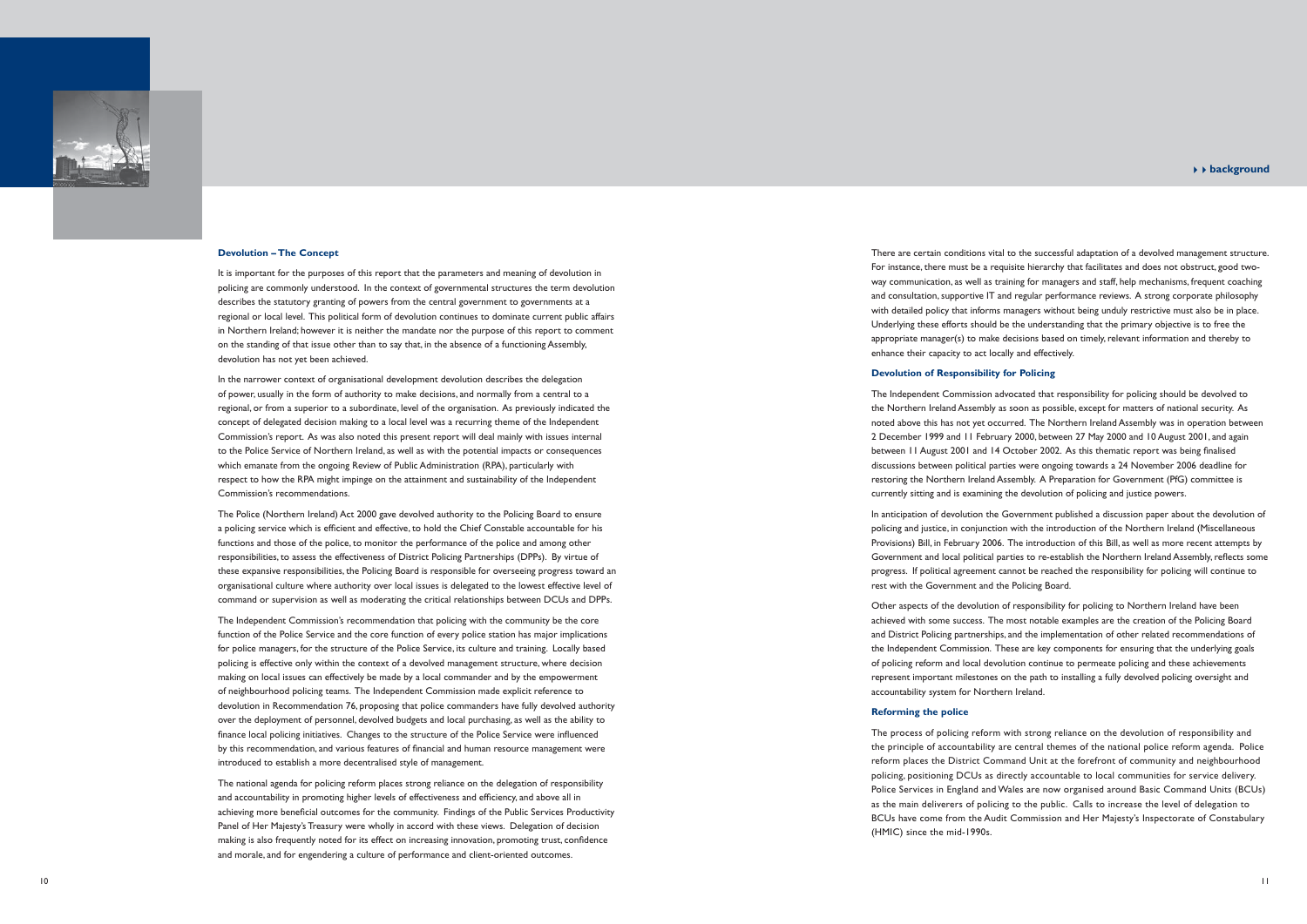## Devolution – The Concept

It is important for the purposes of this report that the parameters and meaning of devolution in policing are commonly understood. In the context of governmental structures the term devolution describes the statutory granting of powers from the central government to governments at a regional or local level. This political form of devolution continues to dominate current public affairs in Northern Ireland; however it is neither the mandate nor the purpose of this report to comment on the standing of that issue other than to say that, in the absence of a functioning Assembly, devolution has not yet been achieved.

In the narrower context of organisational development devolution describes the delegation of power, usually in the form of authority to make decisions, and normally from a central to a regional, or from a superior to a subordinate, level of the organisation. As previously indicated the concept of delegated decision making to a local level was a recurring theme of the Independent Commission's report. As was also noted this present report will deal mainly with issues internal to the Police Service of Northern Ireland, as well as with the potential impacts or consequences which emanate from the ongoing Review of Public Administration (RPA), particularly with respect to how the RPA might impinge on the attainment and sustainability of the Independent Commission's recommendations.

The Police (Northern Ireland) Act 2000 gave devolved authority to the Policing Board to ensure a policing service which is efficient and effective, to hold the Chief Constable accountable for his functions and those of the police, to monitor the performance of the police and among other responsibilities, to assess the effectiveness of District Policing Partnerships (DPPs). By virtue of these expansive responsibilities, the Policing Board is responsible for overseeing progress toward an organisational culture where authority over local issues is delegated to the lowest effective level of command or supervision as well as moderating the critical relationships between DCUs and DPPs.

The Independent Commission's recommendation that policing with the community be the core function of the Police Service and the core function of every police station has major implications for police managers, for the structure of the Police Service, its culture and training. Locally based policing is effective only within the context of a devolved management structure, where decision making on local issues can effectively be made by a local commander and by the empowerment of neighbourhood policing teams. The Independent Commission made explicit reference to devolution in Recommendation 76, proposing that police commanders have fully devolved authority over the deployment of personnel, devolved budgets and local purchasing, as well as the ability to finance local policing initiatives. Changes to the structure of the Police Service were influenced by this recommendation, and various features of financial and human resource management were introduced to establish a more decentralised style of management.

The national agenda for policing reform places strong reliance on the delegation of responsibility and accountability in promoting higher levels of effectiveness and efficiency, and above all in achieving more beneficial outcomes for the community. Findings of the Public Services Productivity Panel of Her Majesty's Treasury were wholly in accord with these views. Delegation of decision making is also frequently noted for its effect on increasing innovation, promoting trust, confidence and morale, and for engendering a culture of performance and client-oriented outcomes.

There are certain conditions vital to the successful adaptation of a devolved management structure. For instance, there must be a requisite hierarchy that facilitates and does not obstruct, good two-way communication, as well as training for managers and staff, help mechanisms, frequent coaching and consultation, supportive IT and regular performance reviews. A strong corporate philosophy with detailed policy that informs managers without being unduly restrictive must also be in place. Underlying these efforts should be the understanding that the primary objective is to free the appropriate manager(s) to make decisions based on timely, relevant information and thereby to enhance their capacity to act locally and effectively.

## Devolution of Responsibility for Policing

The Independent Commission advocated that responsibility for policing should be devolved to the Northern Ireland Assembly as soon as possible, except for matters of national security. As noted above this has not yet occurred. The Northern Ireland Assembly was in operation between 2 December 1999 and 11 February 2000, between 27 May 2000 and 10 August 2001, and again between 11 August 2001 and 14 October 2002. As this thematic report was being finalised discussions between political parties were ongoing towards a 24 November 2006 deadline for restoring the Northern Ireland Assembly. A Preparation for Government (PfG) committee is currently sitting and is examining the devolution of policing and justice powers.

In anticipation of devolution the Government published a discussion paper about the devolution of policing and justice, in conjunction with the introduction of the Northern Ireland (Miscellaneous Provisions) Bill, in February 2006. The introduction of this Bill, as well as more recent attempts by Government and local political parties to re-establish the Northern Ireland Assembly, reflects some progress. If political agreement cannot be reached the responsibility for policing will continue to rest with the Government and the Policing Board.

Other aspects of the devolution of responsibility for policing to Northern Ireland have been achieved with some success. The most notable examples are the creation of the Policing Board and District Policing partnerships, and the implementation of other related recommendations of the Independent Commission. These are key components for ensuring that the underlying goals of policing reform and local devolution continue to permeate policing and these achievements represent important milestones on the path to installing a fully devolved policing oversight and accountability system for Northern Ireland.

## Reforming the police

The process of policing reform with strong reliance on the devolution of responsibility and the principle of accountability are central themes of the national police reform agenda. Police reform places the District Command Unit at the forefront of community and neighbourhood policing, positioning DCUs as directly accountable to local communities for service delivery. Police Services in England and Wales are now organised around Basic Command Units (BCUs) as the main deliverers of policing to the public. Calls to increase the level of delegation to BCUs have come from the Audit Commission and Her Majesty's Inspectorate of Constabulary (HMIC) since the mid-1990s.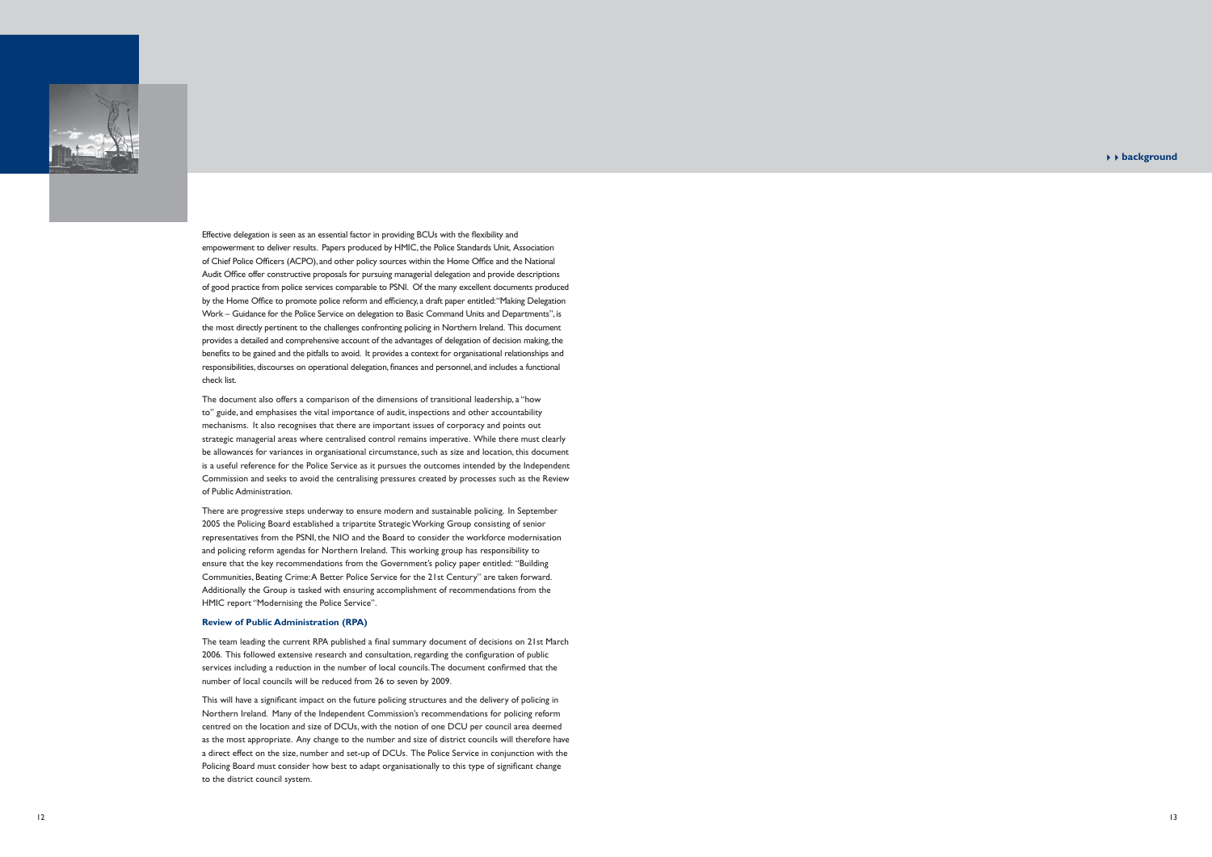Effective delegation is seen as an essential factor in providing BCUs with the flexibility and empowerment to deliver results. Papers produced by HMIC, the Police Standards Unit, Association of Chief Police Officers (ACPO), and other policy sources within the Home Office and the National Audit Office offer constructive proposals for pursuing managerial delegation and provide descriptions of good practice from police services comparable to PSNI. Of the many excellent documents produced by the Home Office to promote police reform and efficiency, a draft paper entitled: "Making Delegation Work – Guidance for the Police Service on delegation to Basic Command Units and Departments", is the most directly pertinent to the challenges confronting policing in Northern Ireland. This document provides a detailed and comprehensive account of the advantages of delegation of decision making, the benefits to be gained and the pitfalls to avoid. It provides a context for organisational relationships and responsibilities, discourses on operational delegation, finances and personnel, and includes a functional check list.

The document also offers a comparison of the dimensions of transitional leadership, a "how to" guide, and emphasises the vital importance of audit, inspections and other accountability mechanisms. It also recognises that there are important issues of corporacy and points out strategic managerial areas where centralised control remains imperative. While there must clearly be allowances for variances in organisational circumstance, such as size and location, this document is a useful reference for the Police Service as it pursues the outcomes intended by the Independent Commission and seeks to avoid the centralising pressures created by processes such as the Review of Public Administration.

There are progressive steps underway to ensure modern and sustainable policing. In September 2005 the Policing Board established a tripartite Strategic Working Group consisting of senior representatives from the PSNI, the NIO and the Board to consider the workforce modernisation and policing reform agendas for Northern Ireland. This working group has responsibility to ensure that the key recommendations from the Government's policy paper entitled: "Building Communities, Beating Crime: A Better Police Service for the 21st Century" are taken forward. Additionally the Group is tasked with ensuring accomplishment of recommendations from the HMIC report "Modernising the Police Service".

### Review of Public Administration (RPA)

The team leading the current RPA published a final summary document of decisions on 21st March 2006. This followed extensive research and consultation, regarding the configuration of public services including a reduction in the number of local councils. The document confirmed that the number of local councils will be reduced from 26 to seven by 2009.

This will have a significant impact on the future policing structures and the delivery of policing in Northern Ireland. Many of the Independent Commission's recommendations for policing reform centred on the location and size of DCUs, with the notion of one DCU per council area deemed as the most appropriate. Any change to the number and size of district councils will therefore have a direct effect on the size, number and set-up of DCUs. The Police Service in conjunction with the Policing Board must consider how best to adapt organisationally to this type of significant change to the district council system.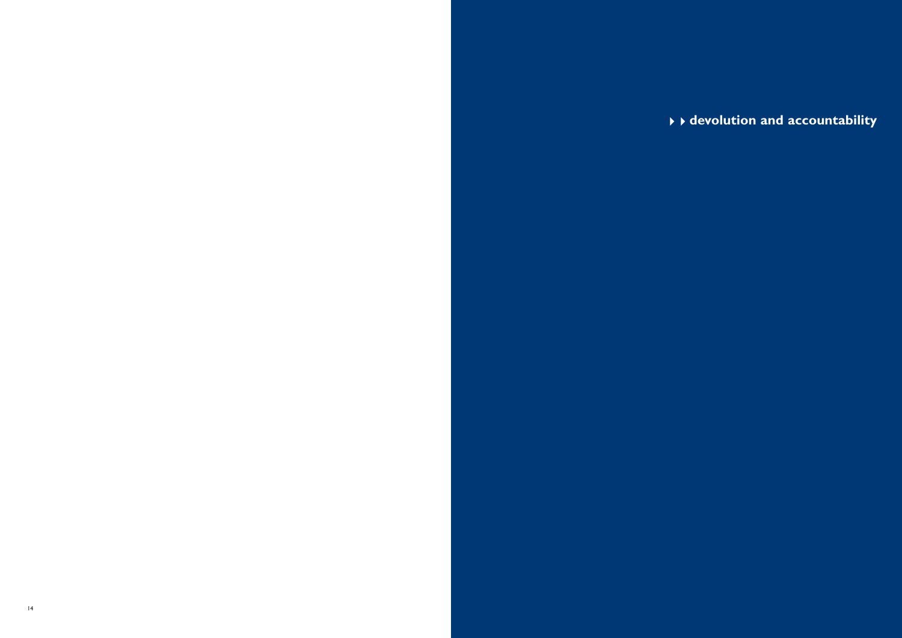# devolution and accountability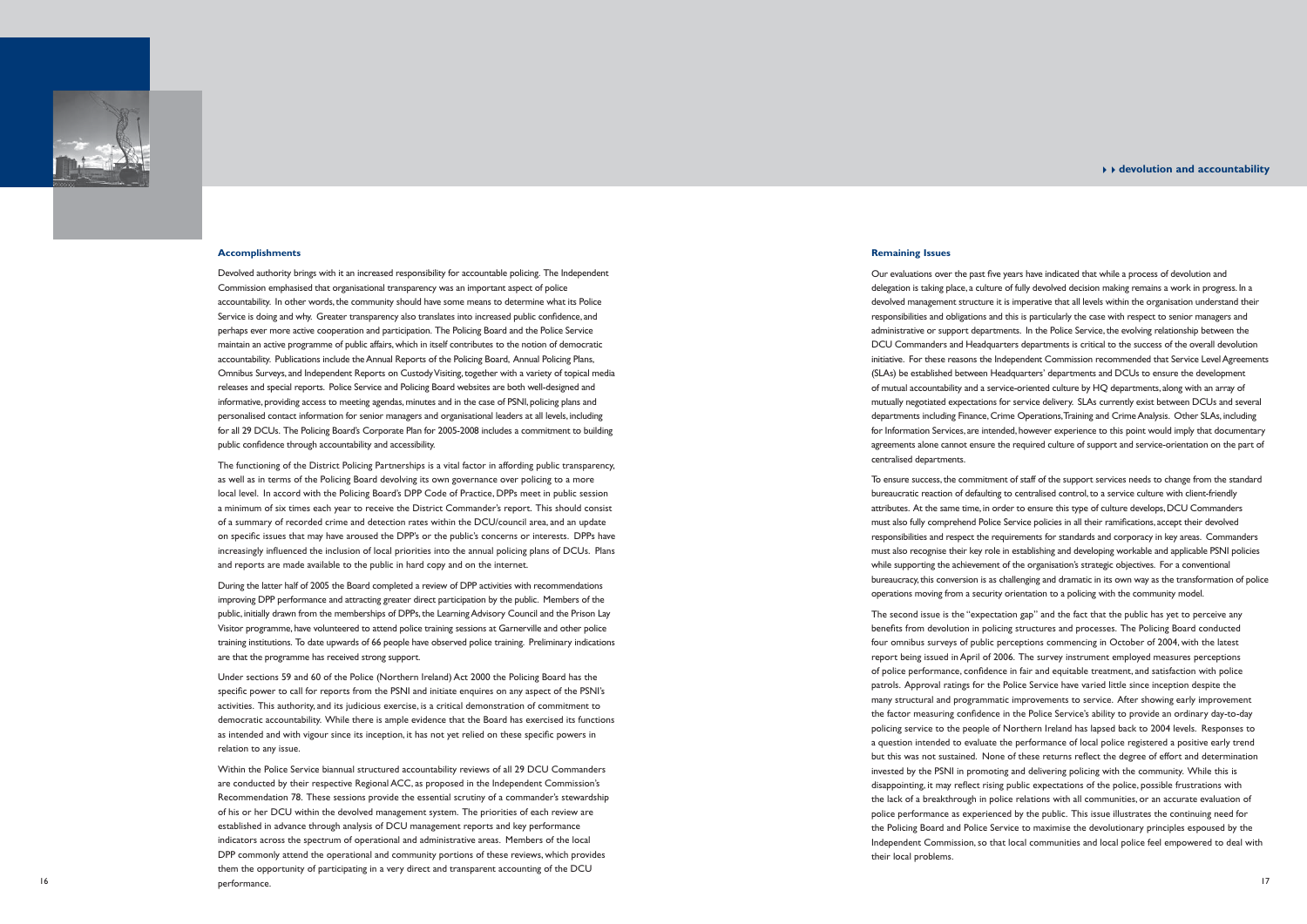### Accomplishments

Devolved authority brings with it an increased responsibility for accountable policing. The Independent Commission emphasised that organisational transparency was an important aspect of police accountability. In other words, the community should have some means to determine what its Police Service is doing and why. Greater transparency also translates into increased public confidence, and perhaps ever more active cooperation and participation. The Policing Board and the Police Service maintain an active programme of public affairs, which in itself contributes to the notion of democratic accountability. Publications include the Annual Reports of the Policing Board, Annual Policing Plans, Omnibus Surveys, and Independent Reports on Custody Visiting, together with a variety of topical media releases and special reports. Police Service and Policing Board websites are both well-designed and informative, providing access to meeting agendas, minutes and in the case of PSNI, policing plans and personalised contact information for senior managers and organisational leaders at all levels, including for all 29 DCUs. The Policing Board's Corporate Plan for 2005-2008 includes a commitment to building public confidence through accountability and accessibility.

The functioning of the District Policing Partnerships is a vital factor in affording public transparency, as well as in terms of the Policing Board devolving its own governance over policing to a more local level. In accord with the Policing Board's DPP Code of Practice, DPPs meet in public session a minimum of six times each year to receive the District Commander's report. This should consist of a summary of recorded crime and detection rates within the DCU/council area, and an update on specific issues that may have aroused the DPP's or the public's concerns or interests. DPPs have increasingly influenced the inclusion of local priorities into the annual policing plans of DCUs. Plans and reports are made available to the public in hard copy and on the internet.

During the latter half of 2005 the Board completed a review of DPP activities with recommendations improving DPP performance and attracting greater direct participation by the public. Members of the public, initially drawn from the memberships of DPPs, the Learning Advisory Council and the Prison Lay Visitor programme, have volunteered to attend police training sessions at Garnerville and other police training institutions. To date upwards of 66 people have observed police training. Preliminary indications are that the programme has received strong support.

Under sections 59 and 60 of the Police (Northern Ireland) Act 2000 the Policing Board has the specific power to call for reports from the PSNI and initiate enquires on any aspect of the PSNI's activities. This authority, and its judicious exercise, is a critical demonstration of commitment to democratic accountability. While there is ample evidence that the Board has exercised its functions as intended and with vigour since its inception, it has not yet relied on these specific powers in relation to any issue.

Within the Police Service biannual structured accountability reviews of all 29 DCU Commanders are conducted by their respective Regional ACC, as proposed in the Independent Commission's Recommendation 78. These sessions provide the essential scrutiny of a commander's stewardship of his or her DCU within the devolved management system. The priorities of each review are established in advance through analysis of DCU management reports and key performance indicators across the spectrum of operational and administrative areas. Members of the local DPP commonly attend the operational and community portions of these reviews, which provides them the opportunity of participating in a very direct and transparent accounting of the DCU performance.

### Remaining Issues

Our evaluations over the past five years have indicated that while a process of devolution and delegation is taking place, a culture of fully devolved decision making remains a work in progress. In a devolved management structure it is imperative that all levels within the organisation understand their responsibilities and obligations and this is particularly the case with respect to senior managers and administrative or support departments. In the Police Service, the evolving relationship between the DCU Commanders and Headquarters departments is critical to the success of the overall devolution initiative. For these reasons the Independent Commission recommended that Service Level Agreements (SLAs) be established between Headquarters' departments and DCUs to ensure the development of mutual accountability and a service-oriented culture by HQ departments, along with an array of mutually negotiated expectations for service delivery. SLAs currently exist between DCUs and several departments including Finance, Crime Operations, Training and Crime Analysis. Other SLAs, including for Information Services, are intended, however experience to this point would imply that documentary agreements alone cannot ensure the required culture of support and service-orientation on the part of centralised departments.

To ensure success, the commitment of staff of the support services needs to change from the standard bureaucratic reaction of defaulting to centralised control, to a service culture with client-friendly attributes. At the same time, in order to ensure this type of culture develops, DCU Commanders must also fully comprehend Police Service policies in all their ramifications, accept their devolved responsibilities and respect the requirements for standards and corporacy in key areas. Commanders must also recognise their key role in establishing and developing workable and applicable PSNI policies while supporting the achievement of the organisation's strategic objectives. For a conventional bureaucracy, this conversion is as challenging and dramatic in its own way as the transformation of police operations moving from a security orientation to a policing with the community model.

The second issue is the "expectation gap" and the fact that the public has yet to perceive any benefits from devolution in policing structures and processes. The Policing Board conducted four omnibus surveys of public perceptions commencing in October of 2004, with the latest report being issued in April of 2006. The survey instrument employed measures perceptions of police performance, confidence in fair and equitable treatment, and satisfaction with police patrols. Approval ratings for the Police Service have varied little since inception despite the many structural and programmatic improvements to service. After showing early improvement the factor measuring confidence in the Police Service's ability to provide an ordinary day-to-day policing service to the people of Northern Ireland has lapsed back to 2004 levels. Responses to a question intended to evaluate the performance of local police registered a positive early trend but this was not sustained. None of these returns reflect the degree of effort and determination invested by the PSNI in promoting and delivering policing with the community. While this is disappointing, it may reflect rising public expectations of the police, possible frustrations with the lack of a breakthrough in police relations with all communities, or an accurate evaluation of police performance as experienced by the public. This issue illustrates the continuing need for the Policing Board and Police Service to maximise the devolutionary principles espoused by the Independent Commission, so that local communities and local police feel empowered to deal with their local problems.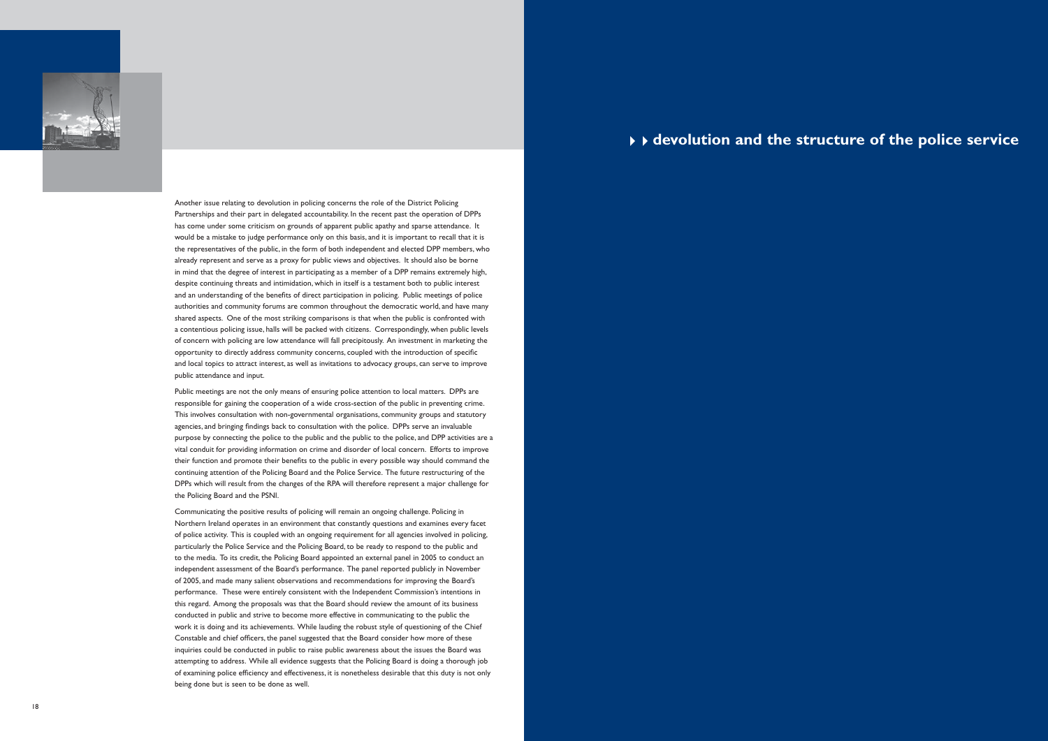## devolution and the structure of the police service

Another issue relating to devolution in policing concerns the role of the District Policing Partnerships and their part in delegated accountability. In the recent past the operation of DPPs has come under some criticism on grounds of apparent public apathy and sparse attendance. It would be a mistake to judge performance only on this basis, and it is important to recall that it is the representatives of the public, in the form of both independent and elected DPP members, who already represent and serve as a proxy for public views and objectives. It should also be borne in mind that the degree of interest in participating as a member of a DPP remains extremely high, despite continuing threats and intimidation, which in itself is a testament both to public interest and an understanding of the benefits of direct participation in policing. Public meetings of police authorities and community forums are common throughout the democratic world, and have many shared aspects. One of the most striking comparisons is that when the public is confronted with a contentious policing issue, halls will be packed with citizens. Correspondingly, when public levels of concern with policing are low attendance will fall precipitously. An investment in marketing the opportunity to directly address community concerns, coupled with the introduction of specific and local topics to attract interest, as well as invitations to advocacy groups, can serve to improve public attendance and input.

Public meetings are not the only means of ensuring police attention to local matters. DPPs are responsible for gaining the cooperation of a wide cross-section of the public in preventing crime. This involves consultation with non-governmental organisations, community groups and statutory agencies, and bringing findings back to consultation with the police. DPPs serve an invaluable purpose by connecting the police to the public and the public to the police, and DPP activities are a vital conduit for providing information on crime and disorder of local concern. Efforts to improve their function and promote their benefits to the public in every possible way should command the continuing attention of the Policing Board and the Police Service. The future restructuring of the DPPs which will result from the changes of the RPA will therefore represent a major challenge for the Policing Board and the PSNI.

Communicating the positive results of policing will remain an ongoing challenge. Policing in Northern Ireland operates in an environment that constantly questions and examines every facet of police activity. This is coupled with an ongoing requirement for all agencies involved in policing, particularly the Police Service and the Policing Board, to be ready to respond to the public and to the media. To its credit, the Policing Board appointed an external panel in 2005 to conduct an independent assessment of the Board's performance. The panel reported publicly in November of 2005, and made many salient observations and recommendations for improving the Board's performance. These were entirely consistent with the Independent Commission's intentions in this regard. Among the proposals was that the Board should review the amount of its business conducted in public and strive to become more effective in communicating to the public the work it is doing and its achievements. While lauding the robust style of questioning of the Chief Constable and chief officers, the panel suggested that the Board consider how more of these inquiries could be conducted in public to raise public awareness about the issues the Board was attempting to address. While all evidence suggests that the Policing Board is doing a thorough job of examining police efficiency and effectiveness, it is nonetheless desirable that this duty is not only being done but is seen to be done as well.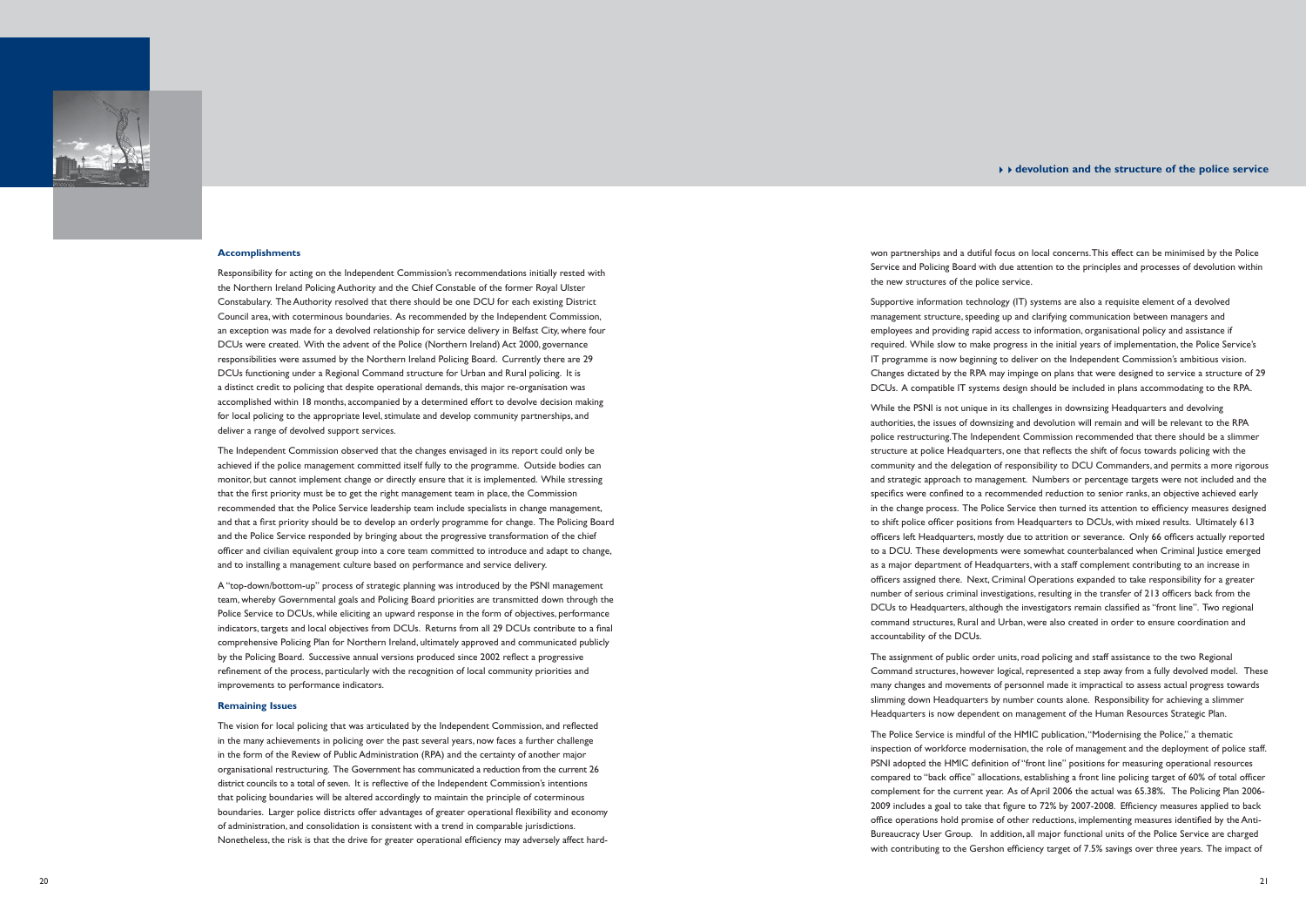### Accomplishments

Responsibility for acting on the Independent Commission's recommendations initially rested with the Northern Ireland Policing Authority and the Chief Constable of the former Royal Ulster Constabulary. The Authority resolved that there should be one DCU for each existing District Council area, with coterminous boundaries. As recommended by the Independent Commission, an exception was made for a devolved relationship for service delivery in Belfast City, where four DCUs were created. With the advent of the Police (Northern Ireland) Act 2000, governance responsibilities were assumed by the Northern Ireland Policing Board. Currently there are 29 DCUs functioning under a Regional Command structure for Urban and Rural policing. It is a distinct credit to policing that despite operational demands, this major re-organisation was accomplished within 18 months, accompanied by a determined effort to devolve decision making for local policing to the appropriate level, stimulate and develop community partnerships, and deliver a range of devolved support services.

The Independent Commission observed that the changes envisaged in its report could only be achieved if the police management committed itself fully to the programme. Outside bodies can monitor, but cannot implement change or directly ensure that it is implemented. While stressing that the first priority must be to get the right management team in place, the Commission recommended that the Police Service leadership team include specialists in change management, and that a first priority should be to develop an orderly programme for change. The Policing Board and the Police Service responded by bringing about the progressive transformation of the chief officer and civilian equivalent group into a core team committed to introduce and adapt to change, and to installing a management culture based on performance and service delivery.

A "top-down/bottom-up" process of strategic planning was introduced by the PSNI management team, whereby Governmental goals and Policing Board priorities are transmitted down through the Police Service to DCUs, while eliciting an upward response in the form of objectives, performance indicators, targets and local objectives from DCUs. Returns from all 29 DCUs contribute to a final comprehensive Policing Plan for Northern Ireland, ultimately approved and communicated publicly by the Policing Board. Successive annual versions produced since 2002 reflect a progressive refinement of the process, particularly with the recognition of local community priorities and improvements to performance indicators.

### Remaining Issues

The vision for local policing that was articulated by the Independent Commission, and reflected in the many achievements in policing over the past several years, now faces a further challenge in the form of the Review of Public Administration (RPA) and the certainty of another major organisational restructuring. The Government has communicated a reduction from the current 26 district councils to a total of seven. It is reflective of the Independent Commission's intentions that policing boundaries will be altered accordingly to maintain the principle of coterminous boundaries. Larger police districts offer advantages of greater operational flexibility and economy of administration, and consolidation is consistent with a trend in comparable jurisdictions. Nonetheless, the risk is that the drive for greater operational efficiency may adversely affect hard-won partnerships and a dutiful focus on local concerns. This effect can be minimised by the Police Service and Policing Board with due attention to the principles and processes of devolution within the new structures of the police service.

Supportive information technology (IT) systems are also a requisite element of a devolved management structure, speeding up and clarifying communication between managers and employees and providing rapid access to information, organisational policy and assistance if required. While slow to make progress in the initial years of implementation, the Police Service's IT programme is now beginning to deliver on the Independent Commission's ambitious vision. Changes dictated by the RPA may impinge on plans that were designed to service a structure of 29 DCUs. A compatible IT systems design should be included in plans accommodating to the RPA.

While the PSNI is not unique in its challenges in downsizing Headquarters and devolving authorities, the issues of downsizing and devolution will remain and will be relevant to the RPA police restructuring. The Independent Commission recommended that there should be a slimmer structure at police Headquarters, one that reflects the shift of focus towards policing with the community and the delegation of responsibility to DCU Commanders, and permits a more rigorous and strategic approach to management. Numbers or percentage targets were not included and the specifics were confined to a recommended reduction to senior ranks, an objective achieved early in the change process. The Police Service then turned its attention to efficiency measures designed to shift police officer positions from Headquarters to DCUs, with mixed results. Ultimately 613 officers left Headquarters, mostly due to attrition or severance. Only 66 officers actually reported to a DCU. These developments were somewhat counterbalanced when Criminal Justice emerged as a major department of Headquarters, with a staff complement contributing to an increase in officers assigned there. Next, Criminal Operations expanded to take responsibility for a greater number of serious criminal investigations, resulting in the transfer of 213 officers back from the DCUs to Headquarters, although the investigators remain classified as "front line". Two regional command structures, Rural and Urban, were also created in order to ensure coordination and accountability of the DCUs.

The assignment of public order units, road policing and staff assistance to the two Regional Command structures, however logical, represented a step away from a fully devolved model. These many changes and movements of personnel made it impractical to assess actual progress towards slimming down Headquarters by number counts alone. Responsibility for achieving a slimmer Headquarters is now dependent on management of the Human Resources Strategic Plan.

The Police Service is mindful of the HMIC publication, "Modernising the Police," a thematic inspection of workforce modernisation, the role of management and the deployment of police staff. PSNI adopted the HMIC definition of "front line" positions for measuring operational resources compared to "back office" allocations, establishing a front line policing target of 60% of total officer complement for the current year. As of April 2006 the actual was 65.38%. The Policing Plan 2006-2009 includes a goal to take that figure to 72% by 2007-2008. Efficiency measures applied to back office operations hold promise of other reductions, implementing measures identified by the Anti-Bureaucracy User Group. In addition, all major functional units of the Police Service are charged with contributing to the Gershon efficiency target of 7.5% savings over three years. The impact of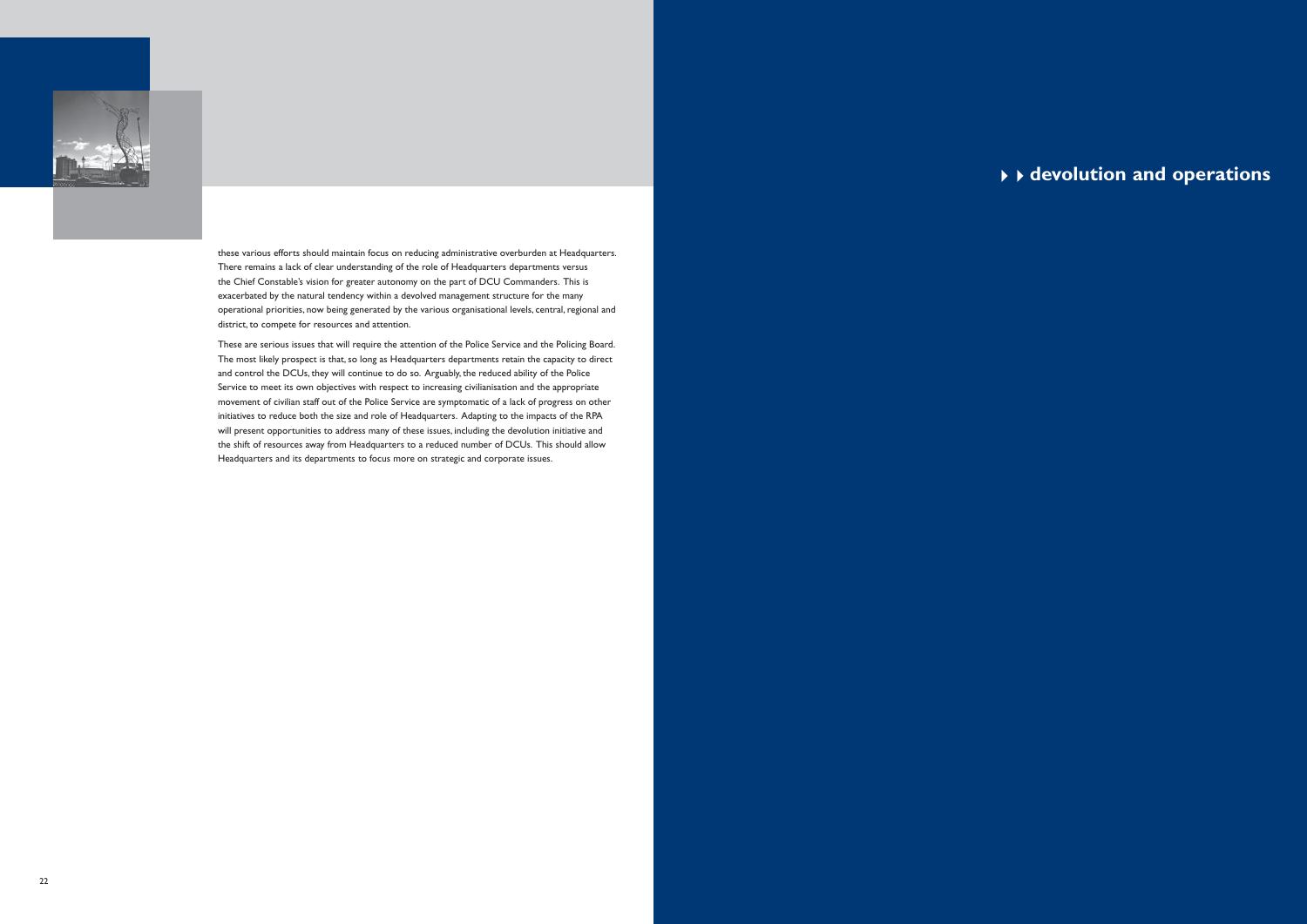these various efforts should maintain focus on reducing administrative overburden at Headquarters. There remains a lack of clear understanding of the role of Headquarters departments versus the Chief Constable's vision for greater autonomy on the part of DCU Commanders. This is exacerbated by the natural tendency within a devolved management structure for the many operational priorities, now being generated by the various organisational levels, central, regional and district, to compete for resources and attention.

These are serious issues that will require the attention of the Police Service and the Policing Board. The most likely prospect is that, so long as Headquarters departments retain the capacity to direct and control the DCUs, they will continue to do so. Arguably, the reduced ability of the Police Service to meet its own objectives with respect to increasing civilianisation and the appropriate movement of civilian staff out of the Police Service are symptomatic of a lack of progress on other initiatives to reduce both the size and role of Headquarters. Adapting to the impacts of the RPA will present opportunities to address many of these issues, including the devolution initiative and the shift of resources away from Headquarters to a reduced number of DCUs. This should allow Headquarters and its departments to focus more on strategic and corporate issues.

# devolution and operations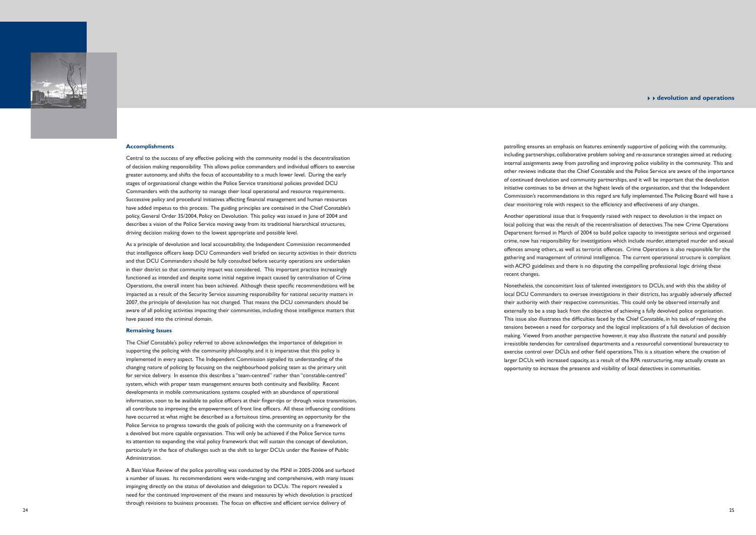## Accomplishments

Central to the success of any effective policing with the community model is the decentralisation of decision making responsibility. This allows police commanders and individual officers to exercise greater autonomy, and shifts the focus of accountability to a much lower level. During the early stages of organisational change within the Police Service transitional policies provided DCU Commanders with the authority to manage their local operational and resource requirements. Successive policy and procedural initiatives affecting financial management and human resources have added impetus to this process. The guiding principles are contained in the Chief Constable's policy, General Order 35/2004, Policy on Devolution. This policy was issued in June of 2004 and describes a vision of the Police Service moving away from its traditional hierarchical structures, driving decision making down to the lowest appropriate and possible level.

As a principle of devolution and local accountability, the Independent Commission recommended that intelligence officers keep DCU Commanders well briefed on security activities in their districts and that DCU Commanders should be fully consulted before security operations are undertaken in their district so that community impact was considered. This important practice increasingly functioned as intended and despite some initial negative impact caused by centralisation of Crime Operations, the overall intent has been achieved. Although these specific recommendations will be impacted as a result of the Security Service assuming responsibility for national security matters in 2007, the principle of devolution has not changed. That means the DCU commanders should be aware of all policing activities impacting their communities, including those intelligence matters that have passed into the criminal domain.

## Remaining Issues

The Chief Constable's policy referred to above acknowledges the importance of delegation in supporting the policing with the community philosophy, and it is imperative that this policy is implemented in every aspect. The Independent Commission signalled its understanding of the changing nature of policing by focusing on the neighbourhood policing team as the primary unit for service delivery. In essence this describes a "team-centred" rather than "constable-centred" system, which with proper team management ensures both continuity and flexibility. Recent developments in mobile communications systems coupled with an abundance of operational information, soon to be available to police officers at their finger-tips or through voice transmission, all contribute to improving the empowerment of front line officers. All these influencing conditions have occurred at what might be described as a fortuitous time, presenting an opportunity for the Police Service to progress towards the goals of policing with the community on a framework of a devolved but more capable organisation. This will only be achieved if the Police Service turns its attention to expanding the vital policy framework that will sustain the concept of devolution, particularly in the face of challenges such as the shift to larger DCUs under the Review of Public Administration.

A Best Value Review of the police patrolling was conducted by the PSNI in 2005-2006 and surfaced a number of issues. Its recommendations were wide-ranging and comprehensive, with many issues impinging directly on the status of devolution and delegation to DCUs. The report revealed a need for the continued improvement of the means and measures by which devolution is practiced through revisions to business processes. The focus on effective and efficient service delivery of patrolling ensures an emphasis on features eminently supportive of policing with the community, including partnerships, collaborative problem solving and re-assurance strategies aimed at reducing internal assignments away from patrolling and improving police visibility in the community. This and other reviews indicate that the Chief Constable and the Police Service are aware of the importance of continued devolution and community partnerships, and it will be important that the devolution initiative continues to be driven at the highest levels of the organisation, and that the Independent Commission's recommendations in this regard are fully implemented. The Policing Board will have a clear monitoring role with respect to the efficiency and effectiveness of any changes.

Another operational issue that is frequently raised with respect to devolution is the impact on local policing that was the result of the recentralisation of detectives. The new Crime Operations Department formed in March of 2004 to build police capacity to investigate serious and organised crime, now has responsibility for investigations which include murder, attempted murder and sexual offences among others, as well as terrorist offences. Crime Operations is also responsible for the gathering and management of criminal intelligence. The current operational structure is compliant with ACPO guidelines and there is no disputing the compelling professional logic driving these recent changes.

Nonetheless, the concomitant loss of talented investigators to DCUs, and with this the ability of local DCU Commanders to oversee investigations in their districts, has arguably adversely affected their authority with their respective communities. This could only be observed internally and externally to be a step back from the objective of achieving a fully devolved police organisation. This issue also illustrates the difficulties faced by the Chief Constable, in his task of resolving the tensions between a need for corporacy and the logical implications of a full devolution of decision making. Viewed from another perspective however, it may also illustrate the natural and possibly irresistible tendencies for centralised departments and a resourceful conventional bureaucracy to exercise control over DCUs and other field operations. This is a situation where the creation of larger DCUs with increased capacity, as a result of the RPA restructuring, may actually create an opportunity to increase the presence and visibility of local detectives in communities.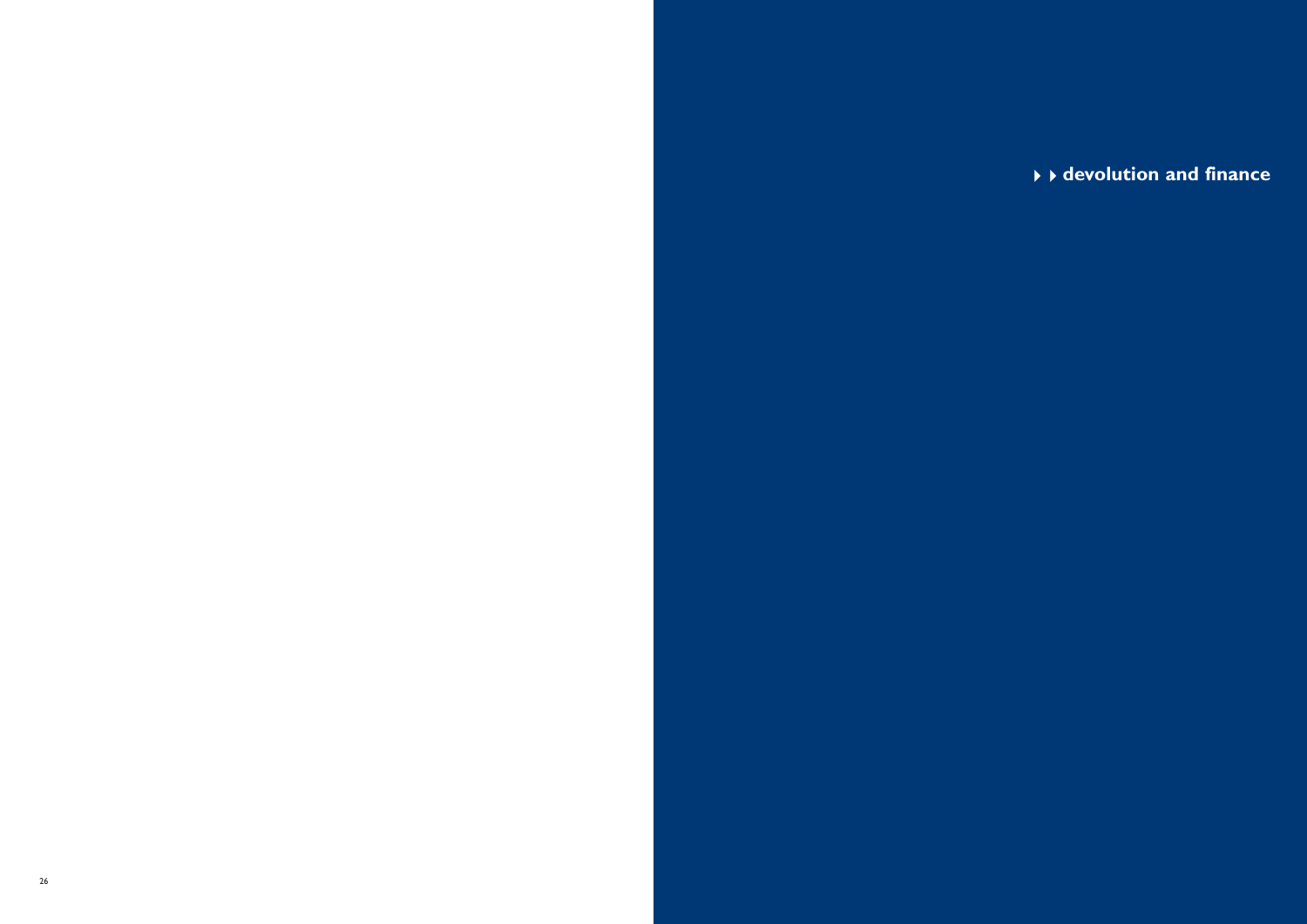# devolution and finance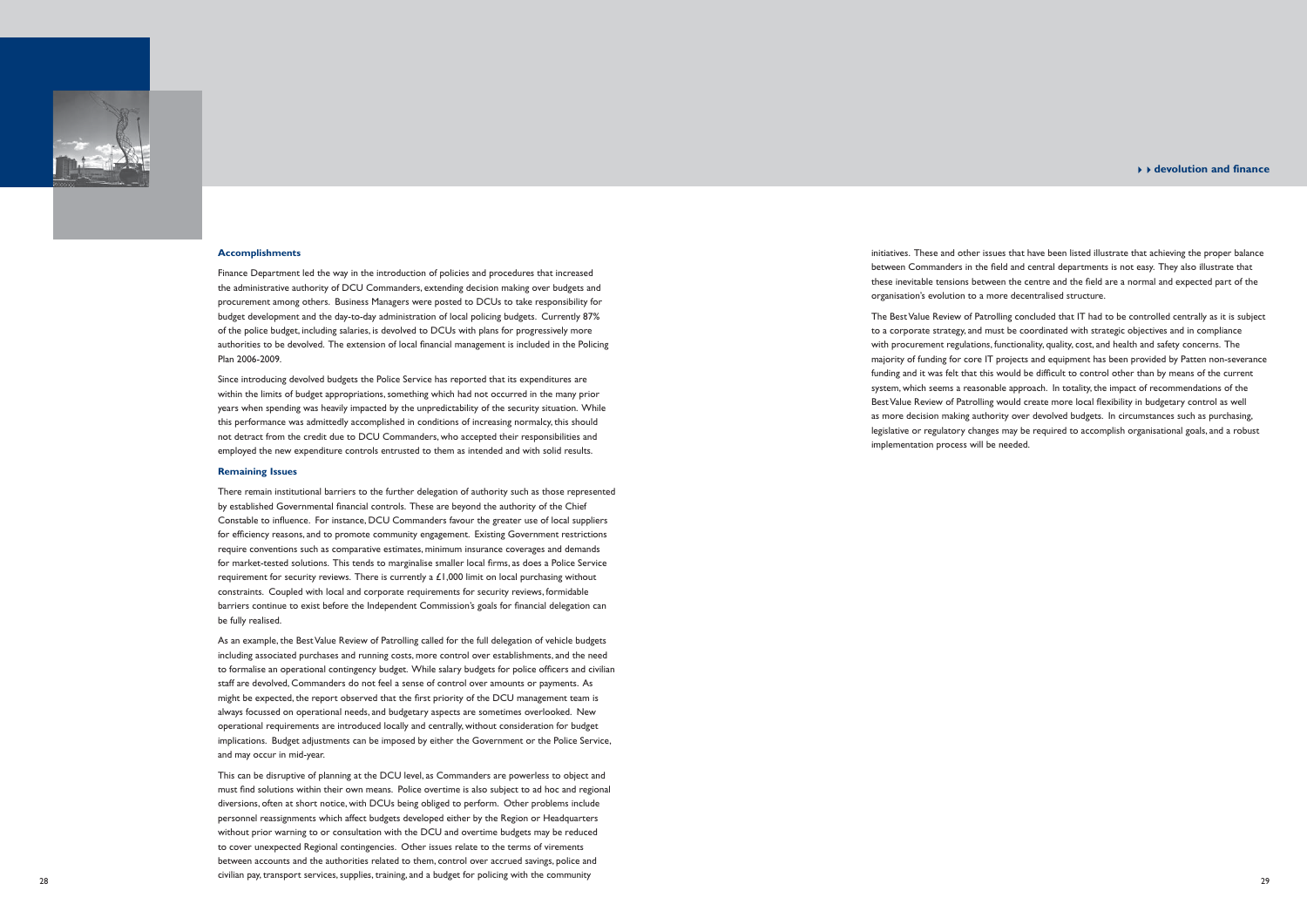### Accomplishments

Finance Department led the way in the introduction of policies and procedures that increased the administrative authority of DCU Commanders, extending decision making over budgets and procurement among others. Business Managers were posted to DCUs to take responsibility for budget development and the day-to-day administration of local policing budgets. Currently 87% of the police budget, including salaries, is devolved to DCUs with plans for progressively more authorities to be devolved. The extension of local financial management is included in the Policing Plan 2006-2009.

Since introducing devolved budgets the Police Service has reported that its expenditures are within the limits of budget appropriations, something which had not occurred in the many prior years when spending was heavily impacted by the unpredictability of the security situation. While this performance was admittedly accomplished in conditions of increasing normalcy, this should not detract from the credit due to DCU Commanders, who accepted their responsibilities and employed the new expenditure controls entrusted to them as intended and with solid results.

### Remaining Issues

There remain institutional barriers to the further delegation of authority such as those represented by established Governmental financial controls. These are beyond the authority of the Chief Constable to influence. For instance, DCU Commanders favour the greater use of local suppliers for efficiency reasons, and to promote community engagement. Existing Government restrictions require conventions such as comparative estimates, minimum insurance coverages and demands for market-tested solutions. This tends to marginalise smaller local firms, as does a Police Service requirement for security reviews. There is currently a £1,000 limit on local purchasing without constraints. Coupled with local and corporate requirements for security reviews, formidable barriers continue to exist before the Independent Commission's goals for financial delegation can be fully realised.

As an example, the Best Value Review of Patrolling called for the full delegation of vehicle budgets including associated purchases and running costs, more control over establishments, and the need to formalise an operational contingency budget. While salary budgets for police officers and civilian staff are devolved, Commanders do not feel a sense of control over amounts or payments. As might be expected, the report observed that the first priority of the DCU management team is always focussed on operational needs, and budgetary aspects are sometimes overlooked. New operational requirements are introduced locally and centrally, without consideration for budget implications. Budget adjustments can be imposed by either the Government or the Police Service, and may occur in mid-year.

This can be disruptive of planning at the DCU level, as Commanders are powerless to object and must find solutions within their own means. Police overtime is also subject to ad hoc and regional diversions, often at short notice, with DCUs being obliged to perform. Other problems include personnel reassignments which affect budgets developed either by the Region or Headquarters without prior warning to or consultation with the DCU and overtime budgets may be reduced to cover unexpected Regional contingencies. Other issues relate to the terms of virements between accounts and the authorities related to them, control over accrued savings, police and civilian pay, transport services, supplies, training, and a budget for policing with the community initiatives. These and other issues that have been listed illustrate that achieving the proper balance between Commanders in the field and central departments is not easy. They also illustrate that these inevitable tensions between the centre and the field are a normal and expected part of the organisation's evolution to a more decentralised structure.

The Best Value Review of Patrolling concluded that IT had to be controlled centrally as it is subject to a corporate strategy, and must be coordinated with strategic objectives and in compliance with procurement regulations, functionality, quality, cost, and health and safety concerns. The majority of funding for core IT projects and equipment has been provided by Patten non-severance funding and it was felt that this would be difficult to control other than by means of the current system, which seems a reasonable approach. In totality, the impact of recommendations of the Best Value Review of Patrolling would create more local flexibility in budgetary control as well as more decision making authority over devolved budgets. In circumstances such as purchasing, legislative or regulatory changes may be required to accomplish organisational goals, and a robust implementation process will be needed.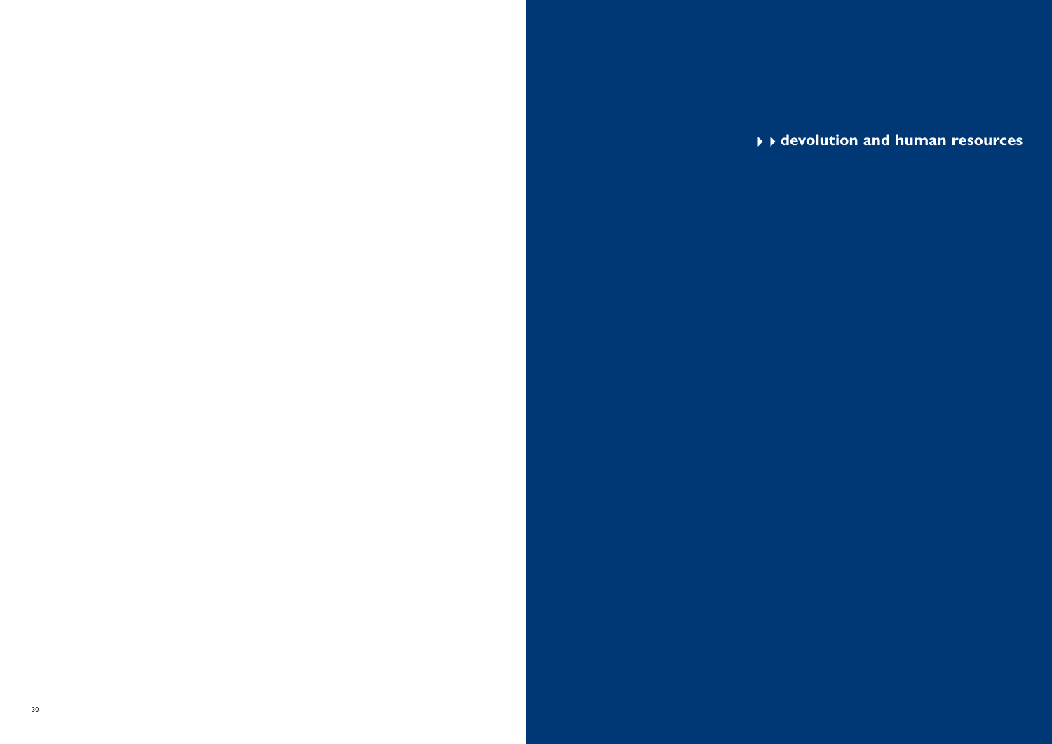# devolution and human resources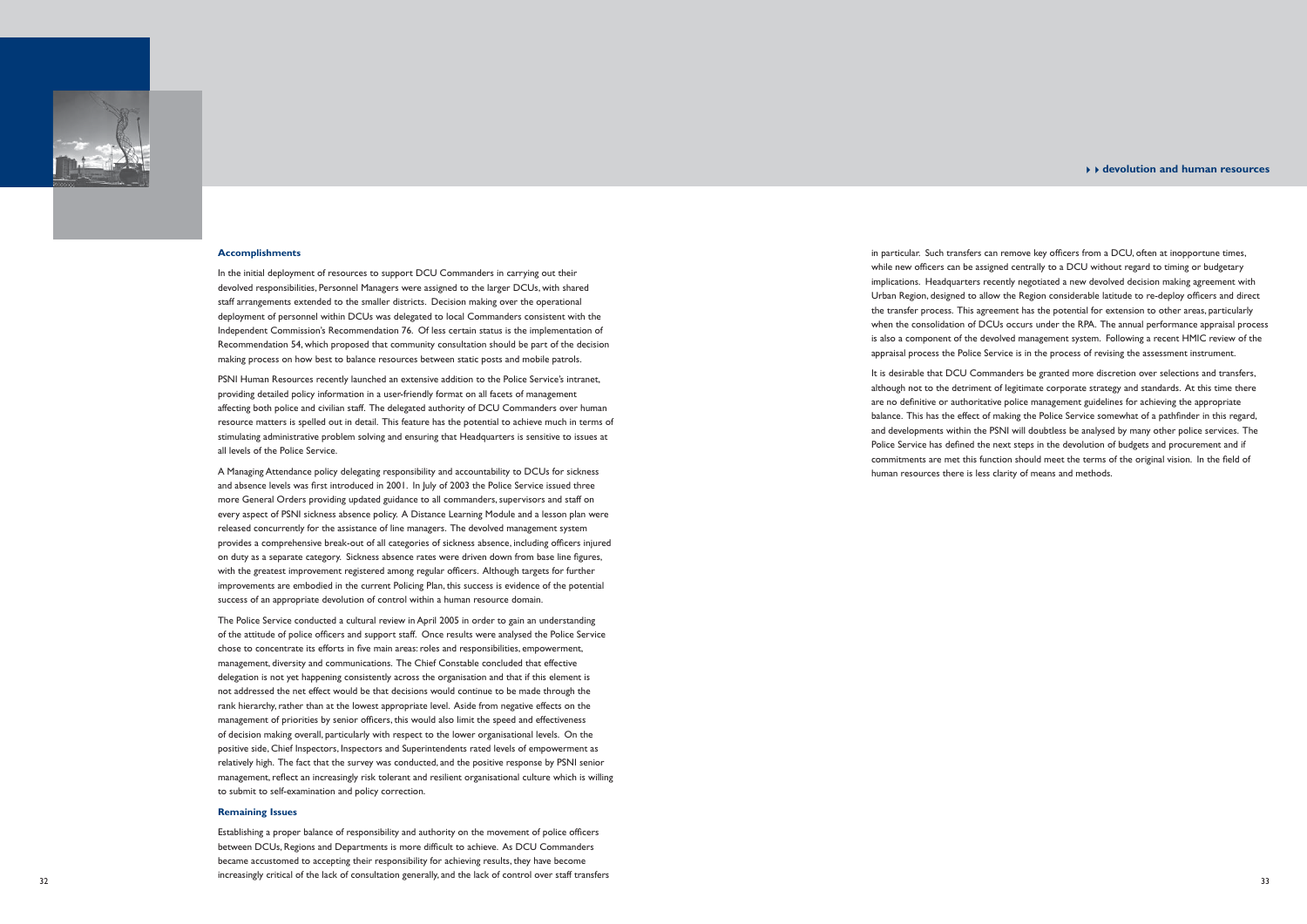## Accomplishments

In the initial deployment of resources to support DCU Commanders in carrying out their devolved responsibilities, Personnel Managers were assigned to the larger DCUs, with shared staff arrangements extended to the smaller districts. Decision making over the operational deployment of personnel within DCUs was delegated to local Commanders consistent with the Independent Commission's Recommendation 76. Of less certain status is the implementation of Recommendation 54, which proposed that community consultation should be part of the decision making process on how best to balance resources between static posts and mobile patrols.

PSNI Human Resources recently launched an extensive addition to the Police Service's intranet, providing detailed policy information in a user-friendly format on all facets of management affecting both police and civilian staff. The delegated authority of DCU Commanders over human resource matters is spelled out in detail. This feature has the potential to achieve much in terms of stimulating administrative problem solving and ensuring that Headquarters is sensitive to issues at all levels of the Police Service.

A Managing Attendance policy delegating responsibility and accountability to DCUs for sickness and absence levels was first introduced in 2001. In July of 2003 the Police Service issued three more General Orders providing updated guidance to all commanders, supervisors and staff on every aspect of PSNI sickness absence policy. A Distance Learning Module and a lesson plan were released concurrently for the assistance of line managers. The devolved management system provides a comprehensive break-out of all categories of sickness absence, including officers injured on duty as a separate category. Sickness absence rates were driven down from base line figures, with the greatest improvement registered among regular officers. Although targets for further improvements are embodied in the current Policing Plan, this success is evidence of the potential success of an appropriate devolution of control within a human resource domain.

The Police Service conducted a cultural review in April 2005 in order to gain an understanding of the attitude of police officers and support staff. Once results were analysed the Police Service chose to concentrate its efforts in five main areas: roles and responsibilities, empowerment, management, diversity and communications. The Chief Constable concluded that effective delegation is not yet happening consistently across the organisation and that if this element is not addressed the net effect would be that decisions would continue to be made through the rank hierarchy, rather than at the lowest appropriate level. Aside from negative effects on the management of priorities by senior officers, this would also limit the speed and effectiveness of decision making overall, particularly with respect to the lower organisational levels. On the positive side, Chief Inspectors, Inspectors and Superintendents rated levels of empowerment as relatively high. The fact that the survey was conducted, and the positive response by PSNI senior management, reflect an increasingly risk tolerant and resilient organisational culture which is willing to submit to self-examination and policy correction.

## Remaining Issues

Establishing a proper balance of responsibility and authority on the movement of police officers between DCUs, Regions and Departments is more difficult to achieve. As DCU Commanders became accustomed to accepting their responsibility for achieving results, they have become increasingly critical of the lack of consultation generally, and the lack of control over staff transfers in particular. Such transfers can remove key officers from a DCU, often at inopportune times, while new officers can be assigned centrally to a DCU without regard to timing or budgetary implications. Headquarters recently negotiated a new devolved decision making agreement with Urban Region, designed to allow the Region considerable latitude to re-deploy officers and direct the transfer process. This agreement has the potential for extension to other areas, particularly when the consolidation of DCUs occurs under the RPA. The annual performance appraisal process is also a component of the devolved management system. Following a recent HMIC review of the appraisal process the Police Service is in the process of revising the assessment instrument.

It is desirable that DCU Commanders be granted more discretion over selections and transfers, although not to the detriment of legitimate corporate strategy and standards. At this time there are no definitive or authoritative police management guidelines for achieving the appropriate balance. This has the effect of making the Police Service somewhat of a pathfinder in this regard, and developments within the PSNI will doubtless be analysed by many other police services. The Police Service has defined the next steps in the devolution of budgets and procurement and if commitments are met this function should meet the terms of the original vision. In the field of human resources there is less clarity of means and methods.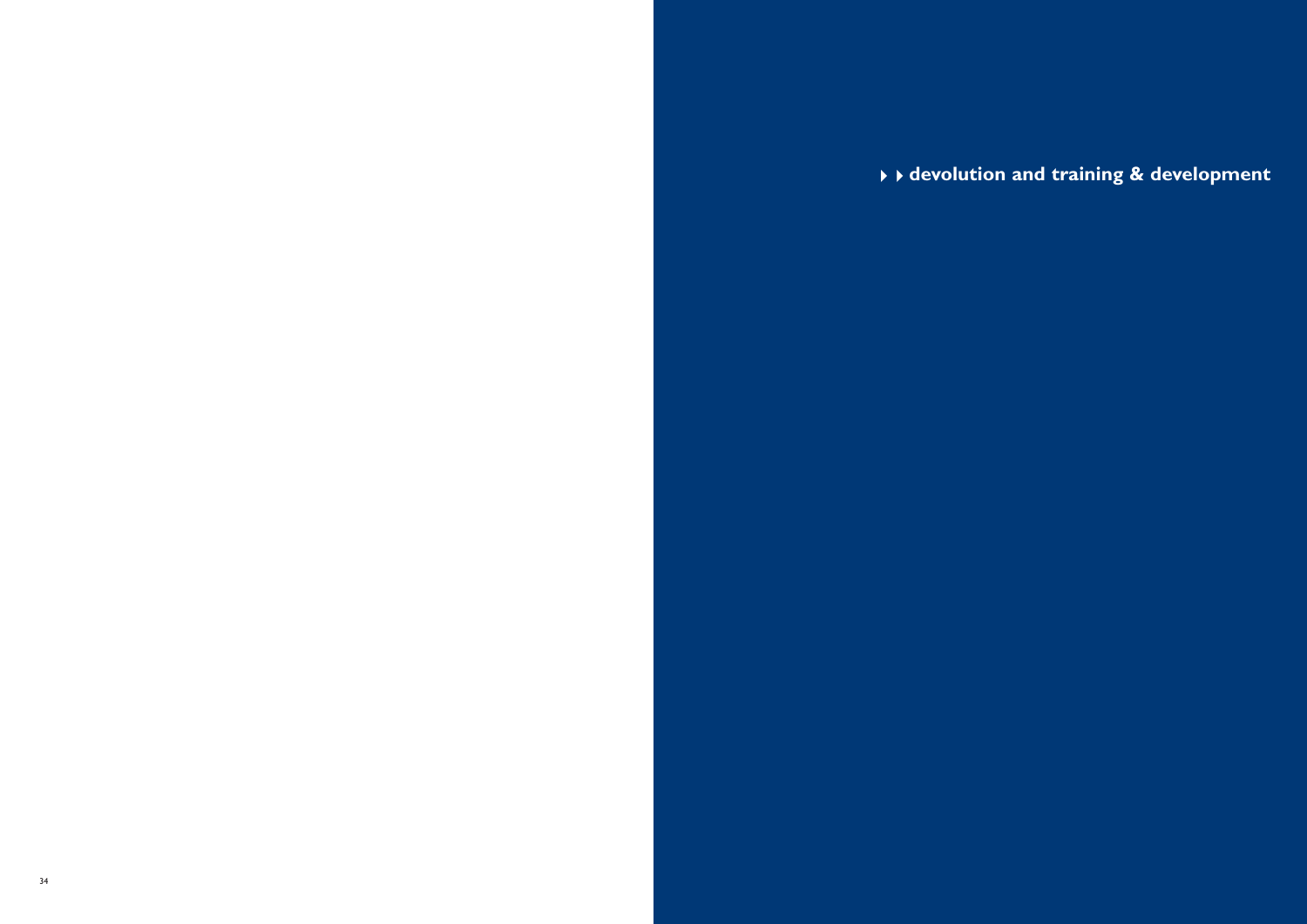# devolution and training & development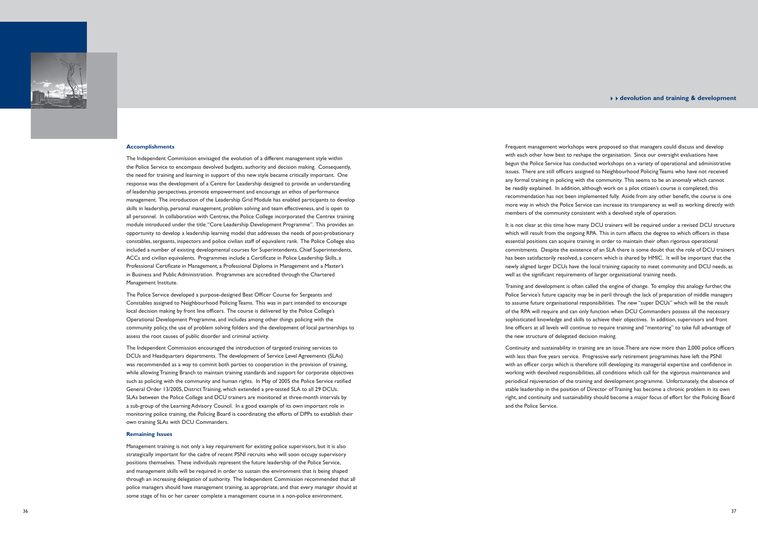### Accomplishments

The Independent Commission envisaged the evolution of a different management style within the Police Service to encompass devolved budgets, authority and decision making. Consequently, the need for training and learning in support of this new style became critically important. One response was the development of a Centre for Leadership designed to provide an understanding of leadership perspectives, promote empowerment and encourage an ethos of performance management. The introduction of the Leadership Grid Module has enabled participants to develop skills in leadership, personal management, problem solving and team effectiveness, and is open to all personnel. In collaboration with Centrex, the Police College incorporated the Centrex training module introduced under the title: "Core Leadership Development Programme". This provides an opportunity to develop a leadership learning model that addresses the needs of post-probationary constables, sergeants, inspectors and police civilian staff of equivalent rank. The Police College also included a number of existing developmental courses for Superintendents, Chief Superintendents, ACCs and civilian equivalents. Programmes include a Certificate in Police Leadership Skills, a Professional Certificate in Management, a Professional Diploma in Management and a Master's in Business and Public Administration. Programmes are accredited through the Chartered Management Institute.

The Police Service developed a purpose-designed Beat Officer Course for Sergeants and Constables assigned to Neighbourhood Policing Teams. This was in part intended to encourage local decision making by front line officers. The course is delivered by the Police College's Operational Development Programme, and includes among other things policing with the community policy, the use of problem solving folders and the development of local partnerships to assess the root causes of public disorder and criminal activity.

The Independent Commission encouraged the introduction of targeted training services to DCUs and Headquarters departments. The development of Service Level Agreements (SLAs) was recommended as a way to commit both parties to cooperation in the provision of training, while allowing Training Branch to maintain training standards and support for corporate objectives such as policing with the community and human rights. In May of 2005 the Police Service ratified General Order 13/2005, District Training, which extended a pre-tested SLA to all 29 DCUs. SLAs between the Police College and DCU trainers are monitored at three-month intervals by a sub-group of the Learning Advisory Council. In a good example of its own important role in monitoring police training, the Policing Board is coordinating the efforts of DPPs to establish their own training SLAs with DCU Commanders.

### Remaining Issues

Management training is not only a key requirement for existing police supervisors, but it is also strategically important for the cadre of recent PSNI recruits who will soon occupy supervisory positions themselves. These individuals represent the future leadership of the Police Service, and management skills will be required in order to sustain the environment that is being shaped through an increasing delegation of authority. The Independent Commission recommended that all police managers should have management training, as appropriate, and that every manager should at some stage of his or her career complete a management course in a non-police environment.

Frequent management workshops were proposed so that managers could discuss and develop with each other how best to reshape the organisation. Since our oversight evaluations have begun the Police Service has conducted workshops on a variety of operational and administrative issues. There are still officers assigned to Neighbourhood Policing Teams who have not received any formal training in policing with the community. This seems to be an anomaly which cannot be readily explained. In addition, although work on a pilot citizen's course is completed, this recommendation has not been implemented fully. Aside from any other benefit, the course is one more way in which the Police Service can increase its transparency as well as working directly with members of the community consistent with a devolved style of operation.

It is not clear at this time how many DCU trainers will be required under a revised DCU structure which will result from the ongoing RPA. This in turn affects the degree to which officers in these essential positions can acquire training in order to maintain their often rigorous operational commitments. Despite the existence of an SLA there is some doubt that the role of DCU trainers has been satisfactorily resolved, a concern which is shared by HMIC. It will be important that the newly aligned larger DCUs have the local training capacity to meet community and DCU needs, as well as the significant requirements of larger organisational training needs.

Training and development is often called the engine of change. To employ this analogy further, the Police Service's future capacity may be in peril through the lack of preparation of middle managers to assume future organisational responsibilities. The new "super DCUs" which will be the result of the RPA will require and can only function when DCU Commanders possess all the necessary sophisticated knowledge and skills to achieve their objectives. In addition, supervisors and front line officers at all levels will continue to require training and "mentoring" to take full advantage of the new structure of delegated decision making.

Continuity and sustainability in training are an issue. There are now more than 2,000 police officers with less than five years service. Progressive early retirement programmes have left the PSNI with an officer corps which is therefore still developing its managerial expertise and confidence in working with devolved responsibilities, all conditions which call for the vigorous maintenance and periodical rejuvenation of the training and development programme. Unfortunately, the absence of stable leadership in the position of Director of Training has become a chronic problem in its own right, and continuity and sustainability should become a major focus of effort for the Policing Board and the Police Service.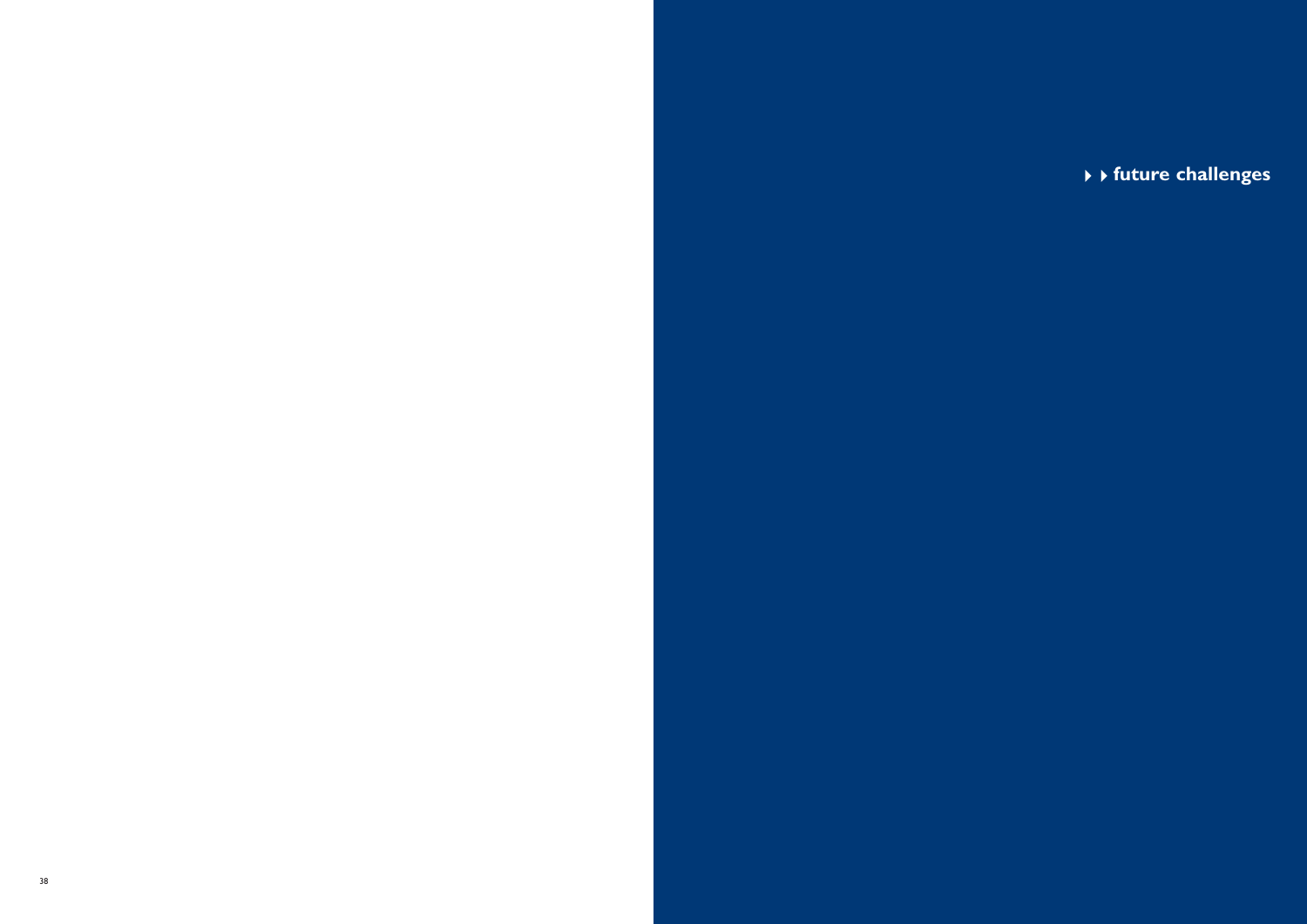# future challenges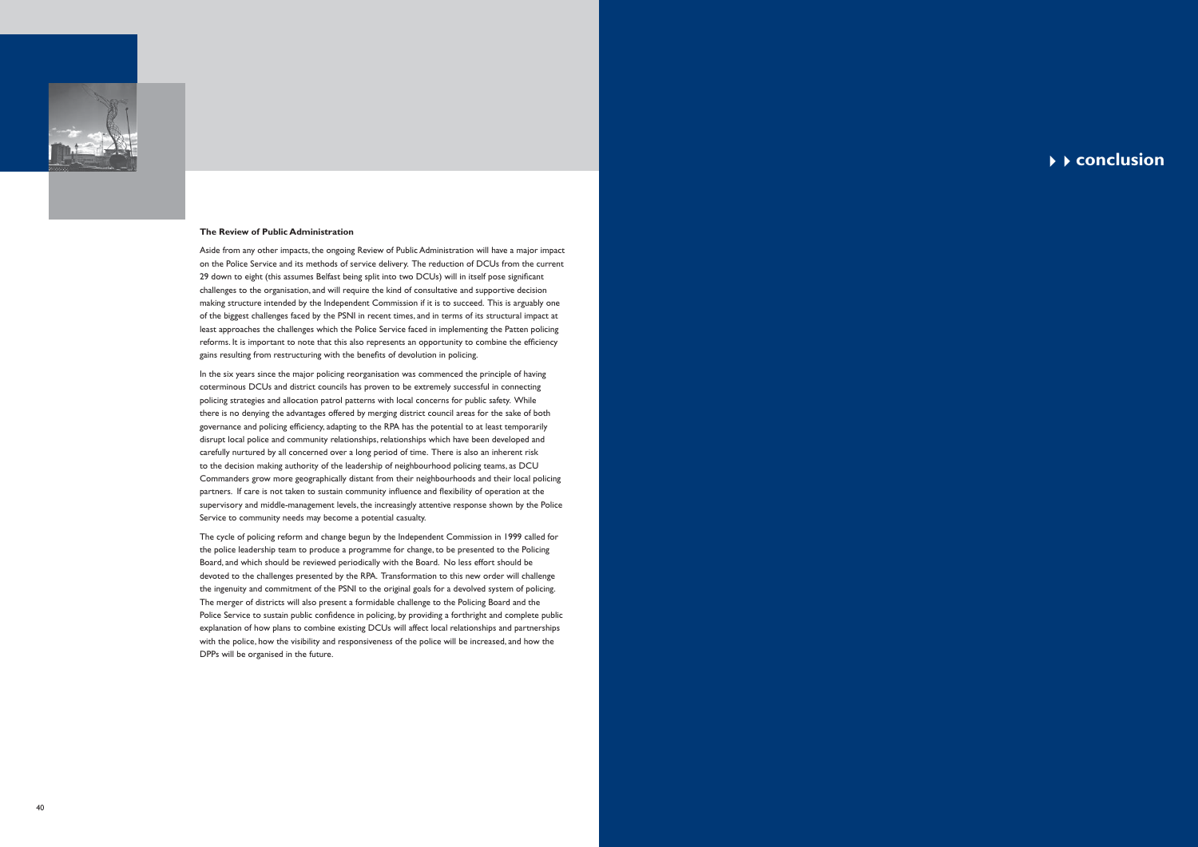### The Review of Public Administration

Aside from any other impacts, the ongoing Review of Public Administration will have a major impact on the Police Service and its methods of service delivery. The reduction of DCUs from the current 29 down to eight (this assumes Belfast being split into two DCUs) will in itself pose significant challenges to the organisation, and will require the kind of consultative and supportive decision making structure intended by the Independent Commission if it is to succeed. This is arguably one of the biggest challenges faced by the PSNI in recent times, and in terms of its structural impact at least approaches the challenges which the Police Service faced in implementing the Patten policing reforms. It is important to note that this also represents an opportunity to combine the efficiency gains resulting from restructuring with the benefits of devolution in policing.

In the six years since the major policing reorganisation was commenced the principle of having coterminous DCUs and district councils has proven to be extremely successful in connecting policing strategies and allocation patrol patterns with local concerns for public safety. While there is no denying the advantages offered by merging district council areas for the sake of both governance and policing efficiency, adapting to the RPA has the potential to at least temporarily disrupt local police and community relationships, relationships which have been developed and carefully nurtured by all concerned over a long period of time. There is also an inherent risk to the decision making authority of the leadership of neighbourhood policing teams, as DCU Commanders grow more geographically distant from their neighbourhoods and their local policing partners. If care is not taken to sustain community influence and flexibility of operation at the supervisory and middle-management levels, the increasingly attentive response shown by the Police Service to community needs may become a potential casualty.

The cycle of policing reform and change begun by the Independent Commission in 1999 called for the police leadership team to produce a programme for change, to be presented to the Policing Board, and which should be reviewed periodically with the Board. No less effort should be devoted to the challenges presented by the RPA. Transformation to this new order will challenge the ingenuity and commitment of the PSNI to the original goals for a devolved system of policing. The merger of districts will also present a formidable challenge to the Policing Board and the Police Service to sustain public confidence in policing, by providing a forthright and complete public explanation of how plans to combine existing DCUs will affect local relationships and partnerships with the police, how the visibility and responsiveness of the police will be increased, and how the DPPs will be organised in the future.

# conclusion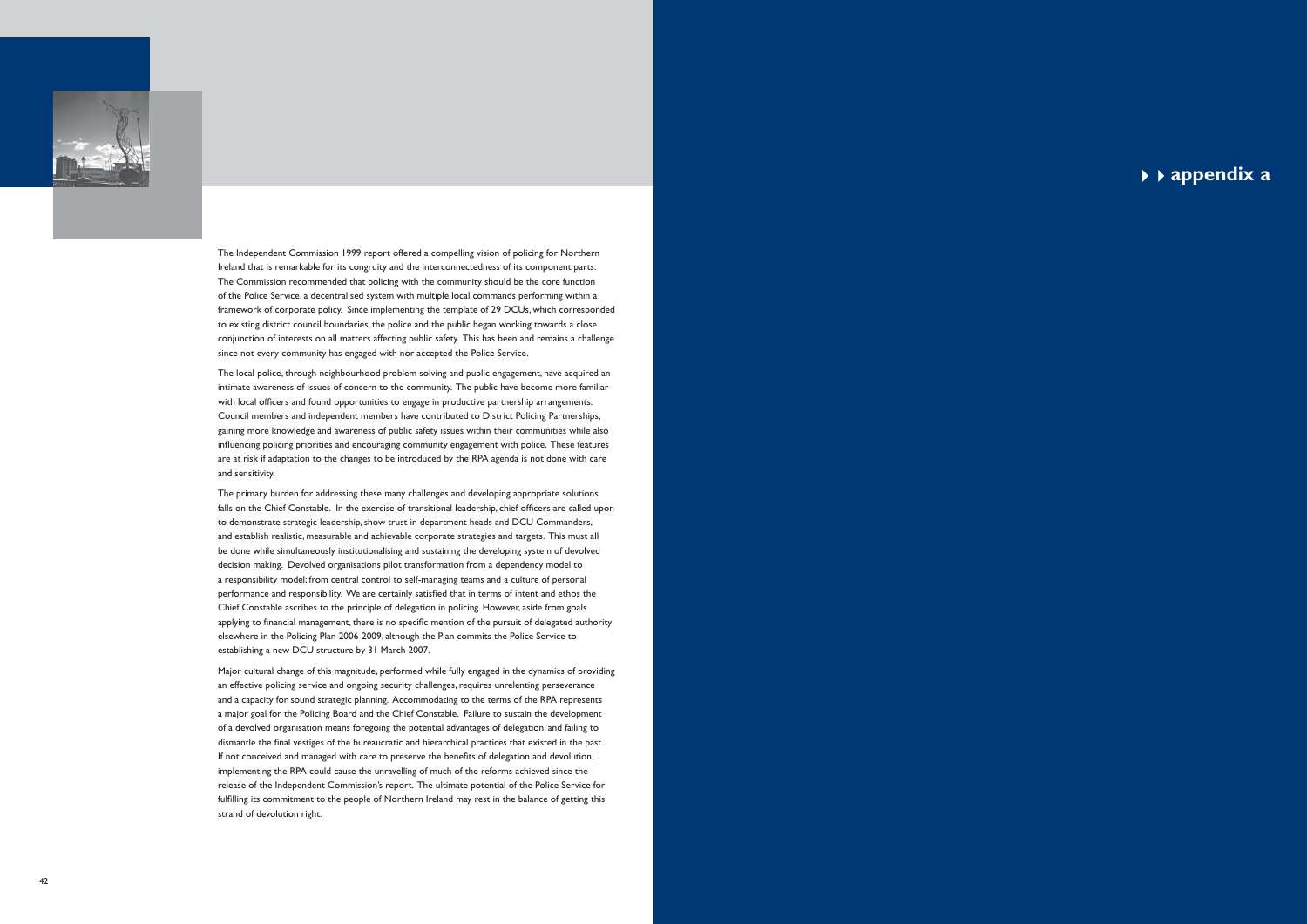The Independent Commission 1999 report offered a compelling vision of policing for Northern Ireland that is remarkable for its congruity and the interconnectedness of its component parts. The Commission recommended that policing with the community should be the core function of the Police Service, a decentralised system with multiple local commands performing within a framework of corporate policy. Since implementing the template of 29 DCUs, which corresponded to existing district council boundaries, the police and the public began working towards a close conjunction of interests on all matters affecting public safety. This has been and remains a challenge since not every community has engaged with nor accepted the Police Service.

The local police, through neighbourhood problem solving and public engagement, have acquired an intimate awareness of issues of concern to the community. The public have become more familiar with local officers and found opportunities to engage in productive partnership arrangements. Council members and independent members have contributed to District Policing Partnerships, gaining more knowledge and awareness of public safety issues within their communities while also influencing policing priorities and encouraging community engagement with police. These features are at risk if adaptation to the changes to be introduced by the RPA agenda is not done with care and sensitivity.

The primary burden for addressing these many challenges and developing appropriate solutions falls on the Chief Constable. In the exercise of transitional leadership, chief officers are called upon to demonstrate strategic leadership, show trust in department heads and DCU Commanders, and establish realistic, measurable and achievable corporate strategies and targets. This must all be done while simultaneously institutionalising and sustaining the developing system of devolved decision making. Devolved organisations pilot transformation from a dependency model to a responsibility model; from central control to self-managing teams and a culture of personal performance and responsibility. We are certainly satisfied that in terms of intent and ethos the Chief Constable ascribes to the principle of delegation in policing. However, aside from goals applying to financial management, there is no specific mention of the pursuit of delegated authority elsewhere in the Policing Plan 2006-2009, although the Plan commits the Police Service to establishing a new DCU structure by 31 March 2007.

Major cultural change of this magnitude, performed while fully engaged in the dynamics of providing an effective policing service and ongoing security challenges, requires unrelenting perseverance and a capacity for sound strategic planning. Accommodating to the terms of the RPA represents a major goal for the Policing Board and the Chief Constable. Failure to sustain the development of a devolved organisation means foregoing the potential advantages of delegation, and failing to dismantle the final vestiges of the bureaucratic and hierarchical practices that existed in the past. If not conceived and managed with care to preserve the benefits of delegation and devolution, implementing the RPA could cause the unravelling of much of the reforms achieved since the release of the Independent Commission's report. The ultimate potential of the Police Service for fulfilling its commitment to the people of Northern Ireland may rest in the balance of getting this strand of devolution right.

# appendix a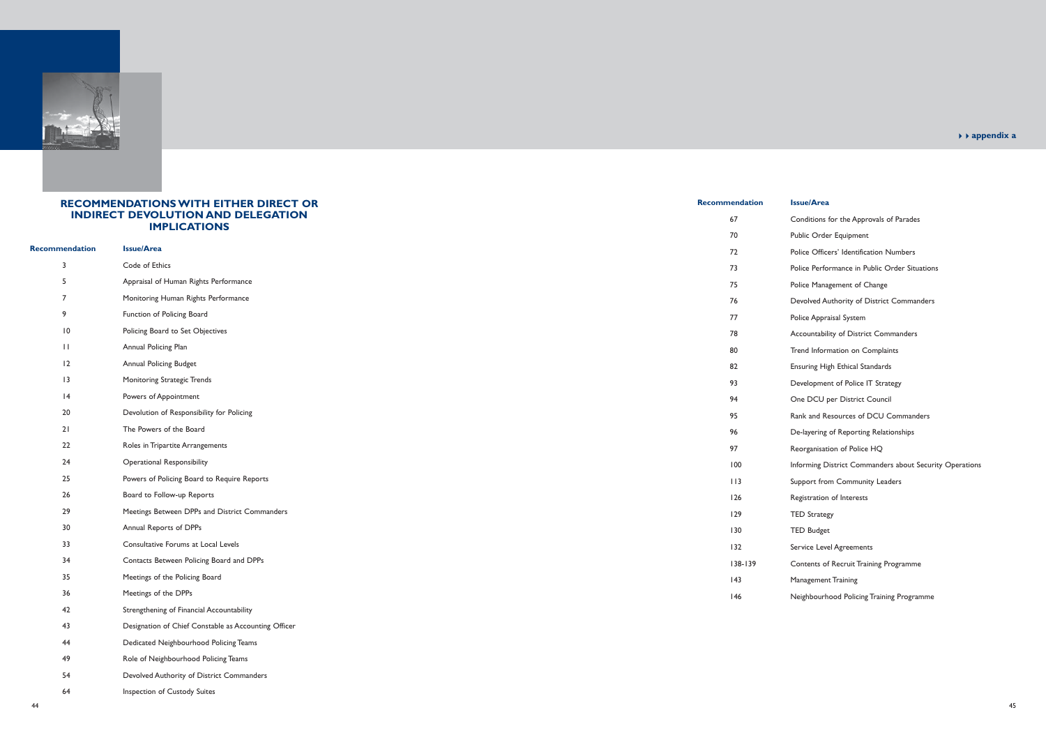## RECOMMENDATIONS WITH EITHER DIRECT OR INDIRECT DEVOLUTION AND DELEGATION IMPLICATIONS

| Recommendation | Issue/Area |
|---|---|
| 3 | Code of Ethics |
| 5 | Appraisal of Human Rights Performance |
| 7 | Monitoring Human Rights Performance |
| 9 | Function of Policing Board |
| 10 | Policing Board to Set Objectives |
| 11 | Annual Policing Plan |
| 12 | Annual Policing Budget |
| 13 | Monitoring Strategic Trends |
| 14 | Powers of Appointment |
| 20 | Devolution of Responsibility for Policing |
| 21 | The Powers of the Board |
| 22 | Roles in Tripartite Arrangements |
| 24 | Operational Responsibility |
| 25 | Powers of Policing Board to Require Reports |
| 26 | Board to Follow-up Reports |
| 29 | Meetings Between DPPs and District Commanders |
| 30 | Annual Reports of DPPs |
| 33 | Consultative Forums at Local Levels |
| 34 | Contacts Between Policing Board and DPPs |
| 35 | Meetings of the Policing Board |
| 36 | Meetings of the DPPs |
| 42 | Strengthening of Financial Accountability |
| 43 | Designation of Chief Constable as Accounting Officer |
| 44 | Dedicated Neighbourhood Policing Teams |
| 49 | Role of Neighbourhood Policing Teams |
| 54 | Devolved Authority of District Commanders |
| 64 | Inspection of Custody Suites |
| 67 | Conditions for the Approvals of Parades |
| 70 | Public Order Equipment |
| 72 | Police Officers' Identification Numbers |
| 73 | Police Performance in Public Order Situations |
| 75 | Police Management of Change |
| 76 | Devolved Authority of District Commanders |
| 77 | Police Appraisal System |
| 78 | Accountability of District Commanders |
| 80 | Trend Information on Complaints |
| 82 | Ensuring High Ethical Standards |
| 93 | Development of Police IT Strategy |
| 94 | One DCU per District Council |
| 95 | Rank and Resources of DCU Commanders |
| 96 | De-layering of Reporting Relationships |
| 97 | Reorganisation of Police HQ |
| 100 | Informing District Commanders about Security Operations |
| 113 | Support from Community Leaders |
| 126 | Registration of Interests |
| 129 | TED Strategy |
| 130 | TED Budget |
| 132 | Service Level Agreements |
| 138-139 | Contents of Recruit Training Programme |
| 143 | Management Training |
| 146 | Neighbourhood Policing Training Programme |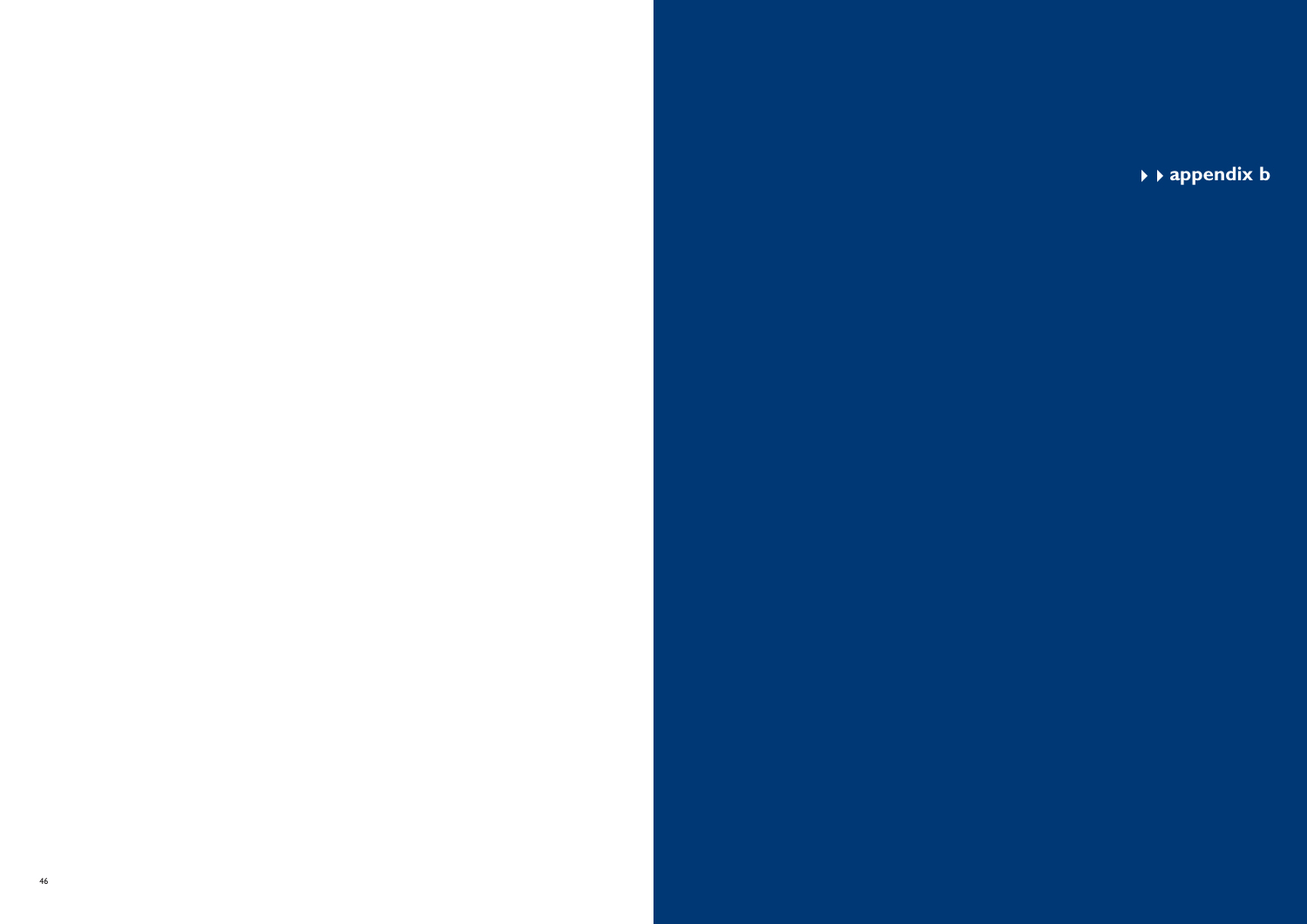# appendix b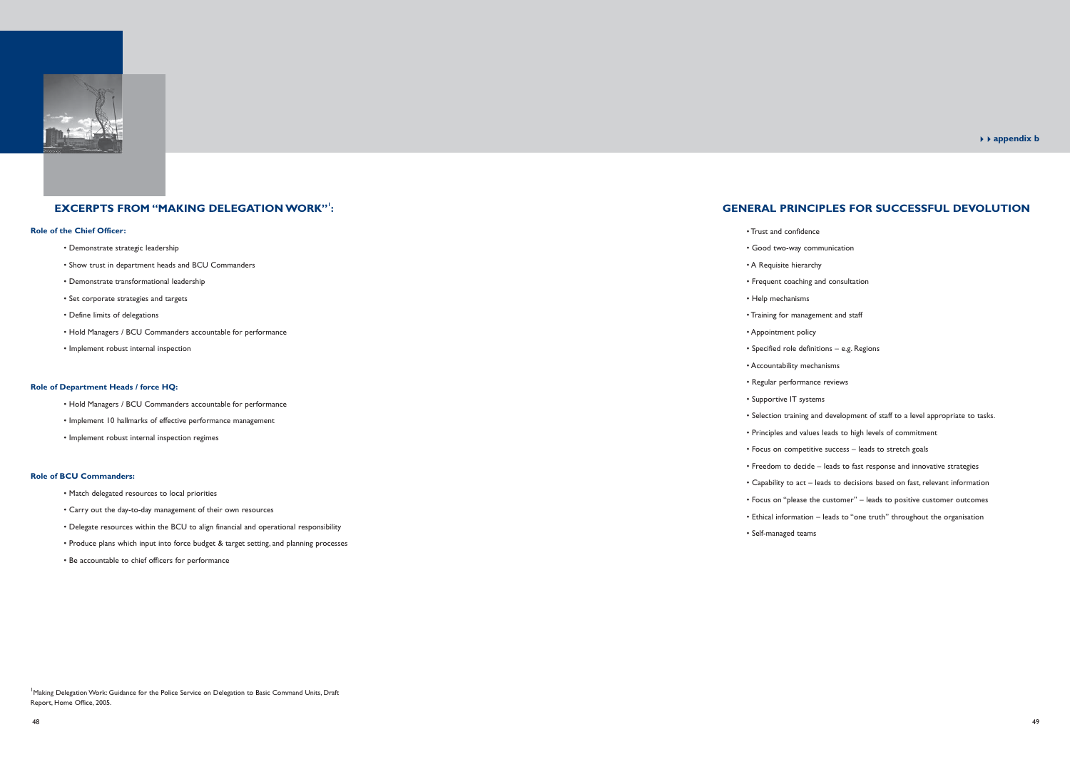## EXCERPTS FROM "MAKING DELEGATION WORK"[1]:

**Role of the Chief Officer:**

- Demonstrate strategic leadership
- Show trust in department heads and BCU Commanders
- Demonstrate transformational leadership
- Set corporate strategies and targets
- Define limits of delegations
- Hold Managers / BCU Commanders accountable for performance
- Implement robust internal inspection

**Role of Department Heads / force HQ:**

- Hold Managers / BCU Commanders accountable for performance
- Implement 10 hallmarks of effective performance management
- Implement robust internal inspection regimes

**Role of BCU Commanders:**

- Match delegated resources to local priorities
- Carry out the day-to-day management of their own resources
- Delegate resources within the BCU to align financial and operational responsibility
- Produce plans which input into force budget & target setting, and planning processes
- Be accountable to chief officers for performance

[1]Making Delegation Work: Guidance for the Police Service on Delegation to Basic Command Units, Draft Report, Home Office, 2005.

## GENERAL PRINCIPLES FOR SUCCESSFUL DEVOLUTION

- Trust and confidence
- Good two-way communication
- A Requisite hierarchy
- Frequent coaching and consultation
- Help mechanisms
- Training for management and staff
- Appointment policy
- Specified role definitions – e.g. Regions
- Accountability mechanisms
- Regular performance reviews
- Supportive IT systems
- Selection training and development of staff to a level appropriate to tasks.
- Principles and values leads to high levels of commitment
- Focus on competitive success – leads to stretch goals
- Freedom to decide – leads to fast response and innovative strategies
- Capability to act – leads to decisions based on fast, relevant information
- Focus on "please the customer" – leads to positive customer outcomes
- Ethical information – leads to "one truth" throughout the organisation
- Self-managed teams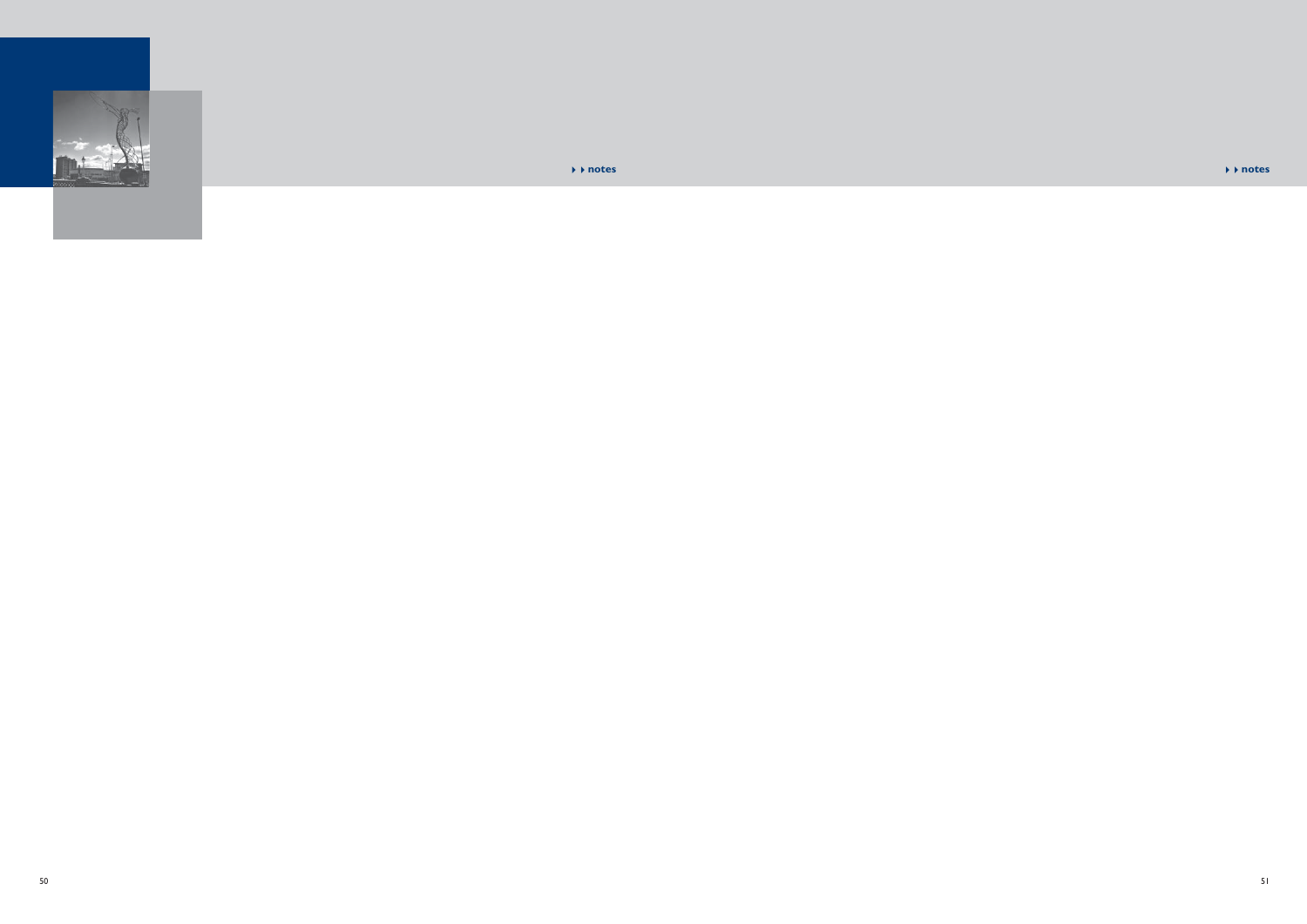## notes

## notes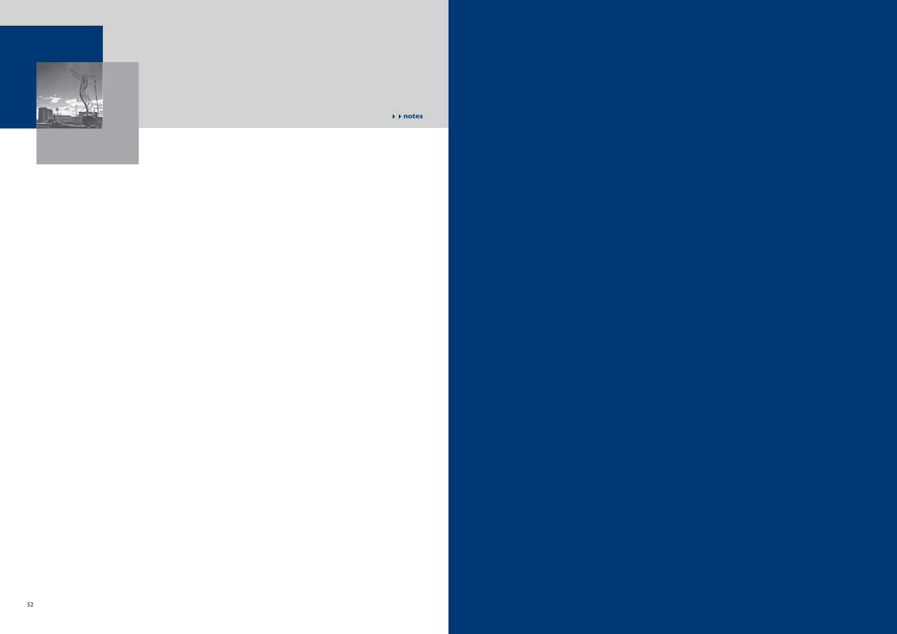## notes